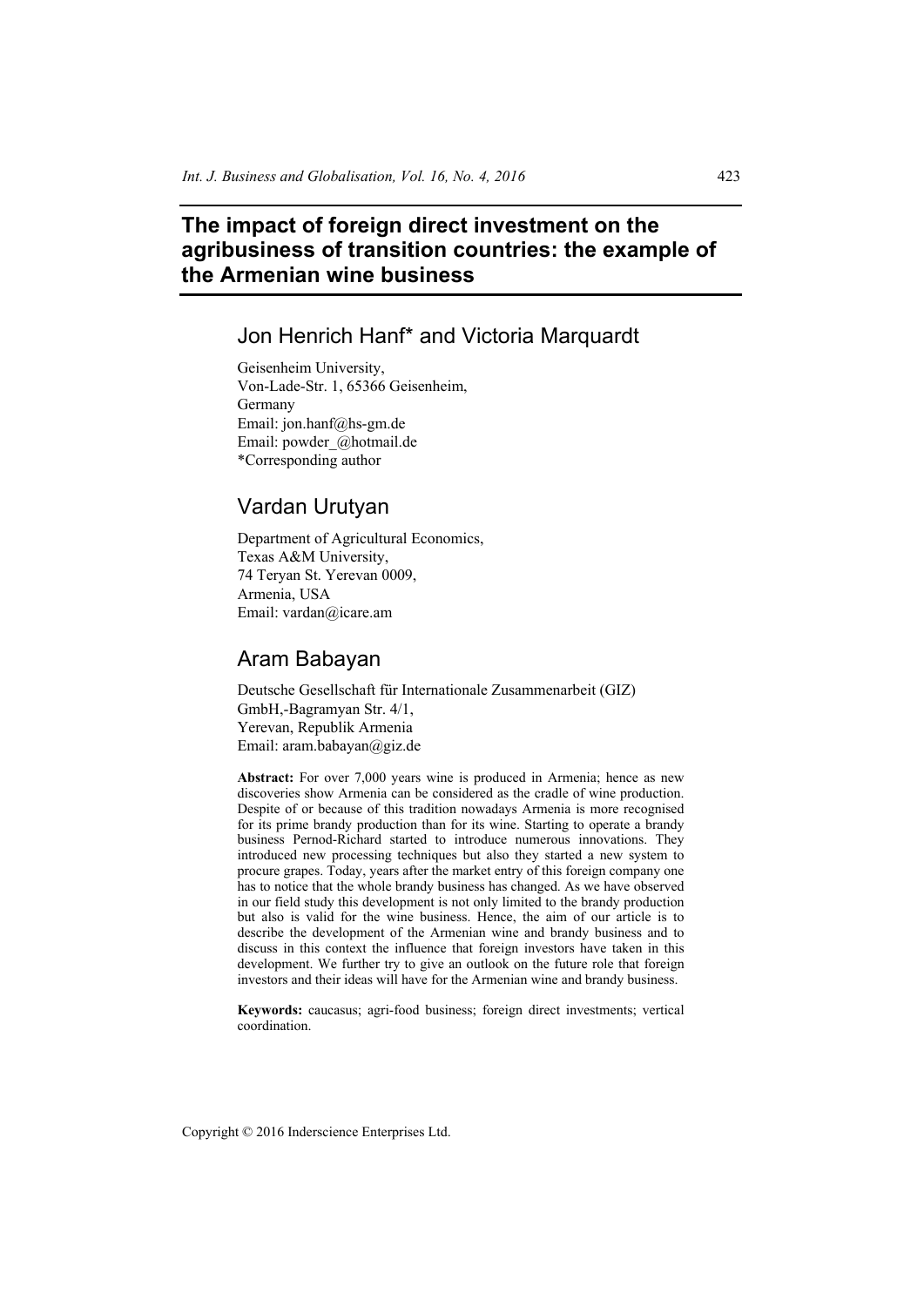# The impact of foreign direct investment on the agribusiness of transition countries: the example of the Armenian wine business

## Jon Henrich Hanf* and Victoria Marquardt

Geisenheim University,
Von-Lade-Str. 1, 65366 Geisenheim,
Germany
Email: jon.hanf@hs-gm.de
Email: powder_@hotmail.de
*Corresponding author

## Vardan Urutyan

Department of Agricultural Economics,
Texas A&M University,
74 Teryan St. Yerevan 0009,
Armenia, USA
Email: vardan@icare.am

## Aram Babayan

Deutsche Gesellschaft für Internationale Zusammenarbeit (GIZ)
GmbH,-Bagramyan Str. 4/1,
Yerevan, Republik Armenia
Email: aram.babayan@giz.de

**Abstract:** For over 7,000 years wine is produced in Armenia; hence as new discoveries show Armenia can be considered as the cradle of wine production. Despite of or because of this tradition nowadays Armenia is more recognised for its prime brandy production than for its wine. Starting to operate a brandy business Pernod-Richard started to introduce numerous innovations. They introduced new processing techniques but also they started a new system to procure grapes. Today, years after the market entry of this foreign company one has to notice that the whole brandy business has changed. As we have observed in our field study this development is not only limited to the brandy production but also is valid for the wine business. Hence, the aim of our article is to describe the development of the Armenian wine and brandy business and to discuss in this context the influence that foreign investors have taken in this development. We further try to give an outlook on the future role that foreign investors and their ideas will have for the Armenian wine and brandy business.

**Keywords:** caucasus; agri-food business; foreign direct investments; vertical coordination.

Copyright © 2016 Inderscience Enterprises Ltd.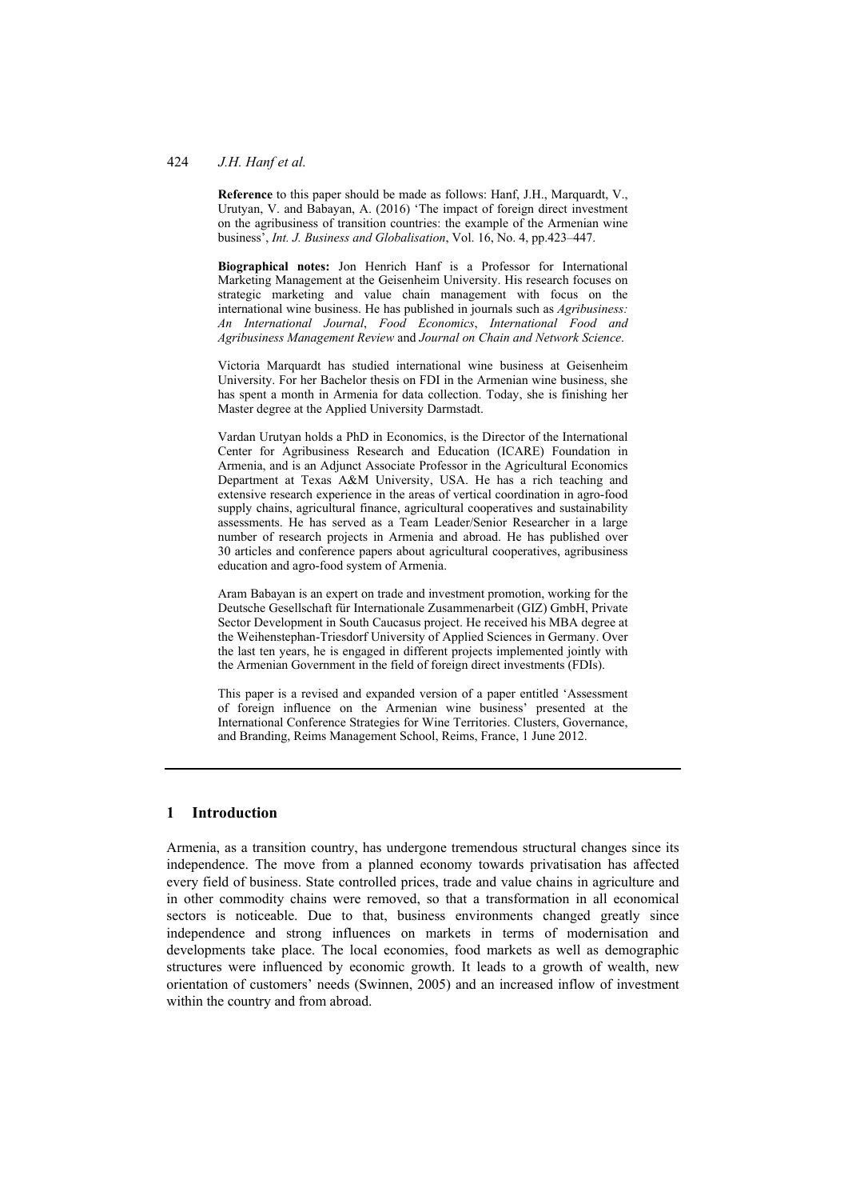**Reference** to this paper should be made as follows: Hanf, J.H., Marquardt, V., Urutyan, V. and Babayan, A. (2016) 'The impact of foreign direct investment on the agribusiness of transition countries: the example of the Armenian wine business', *Int. J. Business and Globalisation*, Vol. 16, No. 4, pp.423–447.

**Biographical notes:** Jon Henrich Hanf is a Professor for International Marketing Management at the Geisenheim University. His research focuses on strategic marketing and value chain management with focus on the international wine business. He has published in journals such as *Agribusiness: An International Journal*, *Food Economics*, *International Food and Agribusiness Management Review* and *Journal on Chain and Network Science*.

Victoria Marquardt has studied international wine business at Geisenheim University. For her Bachelor thesis on FDI in the Armenian wine business, she has spent a month in Armenia for data collection. Today, she is finishing her Master degree at the Applied University Darmstadt.

Vardan Urutyan holds a PhD in Economics, is the Director of the International Center for Agribusiness Research and Education (ICARE) Foundation in Armenia, and is an Adjunct Associate Professor in the Agricultural Economics Department at Texas A&M University, USA. He has a rich teaching and extensive research experience in the areas of vertical coordination in agro-food supply chains, agricultural finance, agricultural cooperatives and sustainability assessments. He has served as a Team Leader/Senior Researcher in a large number of research projects in Armenia and abroad. He has published over 30 articles and conference papers about agricultural cooperatives, agribusiness education and agro-food system of Armenia.

Aram Babayan is an expert on trade and investment promotion, working for the Deutsche Gesellschaft für Internationale Zusammenarbeit (GIZ) GmbH, Private Sector Development in South Caucasus project. He received his MBA degree at the Weihenstephan-Triesdorf University of Applied Sciences in Germany. Over the last ten years, he is engaged in different projects implemented jointly with the Armenian Government in the field of foreign direct investments (FDIs).

This paper is a revised and expanded version of a paper entitled 'Assessment of foreign influence on the Armenian wine business' presented at the International Conference Strategies for Wine Territories. Clusters, Governance, and Branding, Reims Management School, Reims, France, 1 June 2012.

## 1 Introduction

Armenia, as a transition country, has undergone tremendous structural changes since its independence. The move from a planned economy towards privatisation has affected every field of business. State controlled prices, trade and value chains in agriculture and in other commodity chains were removed, so that a transformation in all economical sectors is noticeable. Due to that, business environments changed greatly since independence and strong influences on markets in terms of modernisation and developments take place. The local economies, food markets as well as demographic structures were influenced by economic growth. It leads to a growth of wealth, new orientation of customers' needs (Swinnen, 2005) and an increased inflow of investment within the country and from abroad.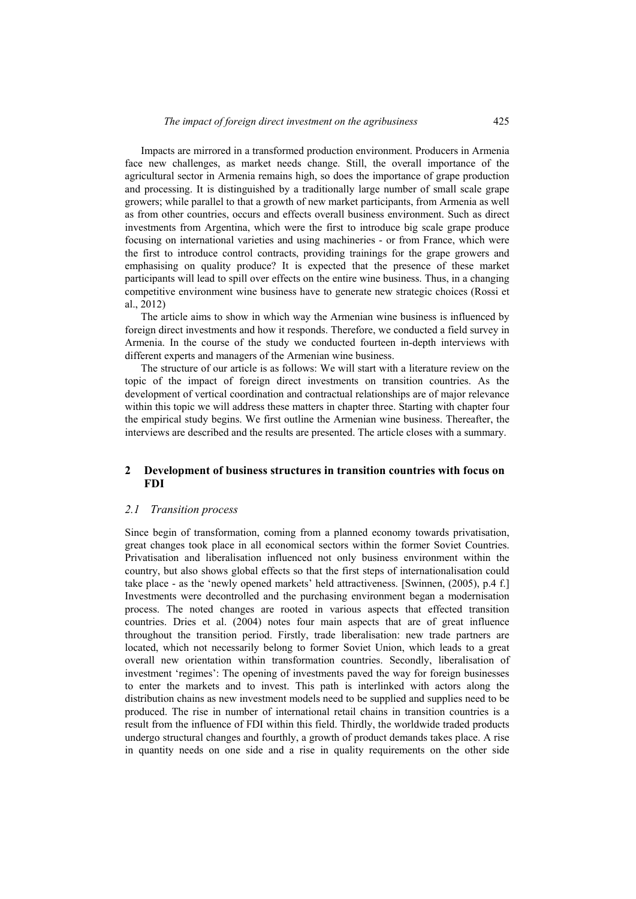Impacts are mirrored in a transformed production environment. Producers in Armenia face new challenges, as market needs change. Still, the overall importance of the agricultural sector in Armenia remains high, so does the importance of grape production and processing. It is distinguished by a traditionally large number of small scale grape growers; while parallel to that a growth of new market participants, from Armenia as well as from other countries, occurs and effects overall business environment. Such as direct investments from Argentina, which were the first to introduce big scale grape produce focusing on international varieties and using machineries - or from France, which were the first to introduce control contracts, providing trainings for the grape growers and emphasising on quality produce? It is expected that the presence of these market participants will lead to spill over effects on the entire wine business. Thus, in a changing competitive environment wine business have to generate new strategic choices (Rossi et al., 2012)

The article aims to show in which way the Armenian wine business is influenced by foreign direct investments and how it responds. Therefore, we conducted a field survey in Armenia. In the course of the study we conducted fourteen in-depth interviews with different experts and managers of the Armenian wine business.

The structure of our article is as follows: We will start with a literature review on the topic of the impact of foreign direct investments on transition countries. As the development of vertical coordination and contractual relationships are of major relevance within this topic we will address these matters in chapter three. Starting with chapter four the empirical study begins. We first outline the Armenian wine business. Thereafter, the interviews are described and the results are presented. The article closes with a summary.

## 2 Development of business structures in transition countries with focus on FDI

### *2.1 Transition process*

Since begin of transformation, coming from a planned economy towards privatisation, great changes took place in all economical sectors within the former Soviet Countries. Privatisation and liberalisation influenced not only business environment within the country, but also shows global effects so that the first steps of internationalisation could take place - as the 'newly opened markets' held attractiveness. [Swinnen, (2005), p.4 f.] Investments were decontrolled and the purchasing environment began a modernisation process. The noted changes are rooted in various aspects that effected transition countries. Dries et al. (2004) notes four main aspects that are of great influence throughout the transition period. Firstly, trade liberalisation: new trade partners are located, which not necessarily belong to former Soviet Union, which leads to a great overall new orientation within transformation countries. Secondly, liberalisation of investment 'regimes': The opening of investments paved the way for foreign businesses to enter the markets and to invest. This path is interlinked with actors along the distribution chains as new investment models need to be supplied and supplies need to be produced. The rise in number of international retail chains in transition countries is a result from the influence of FDI within this field. Thirdly, the worldwide traded products undergo structural changes and fourthly, a growth of product demands takes place. A rise in quantity needs on one side and a rise in quality requirements on the other side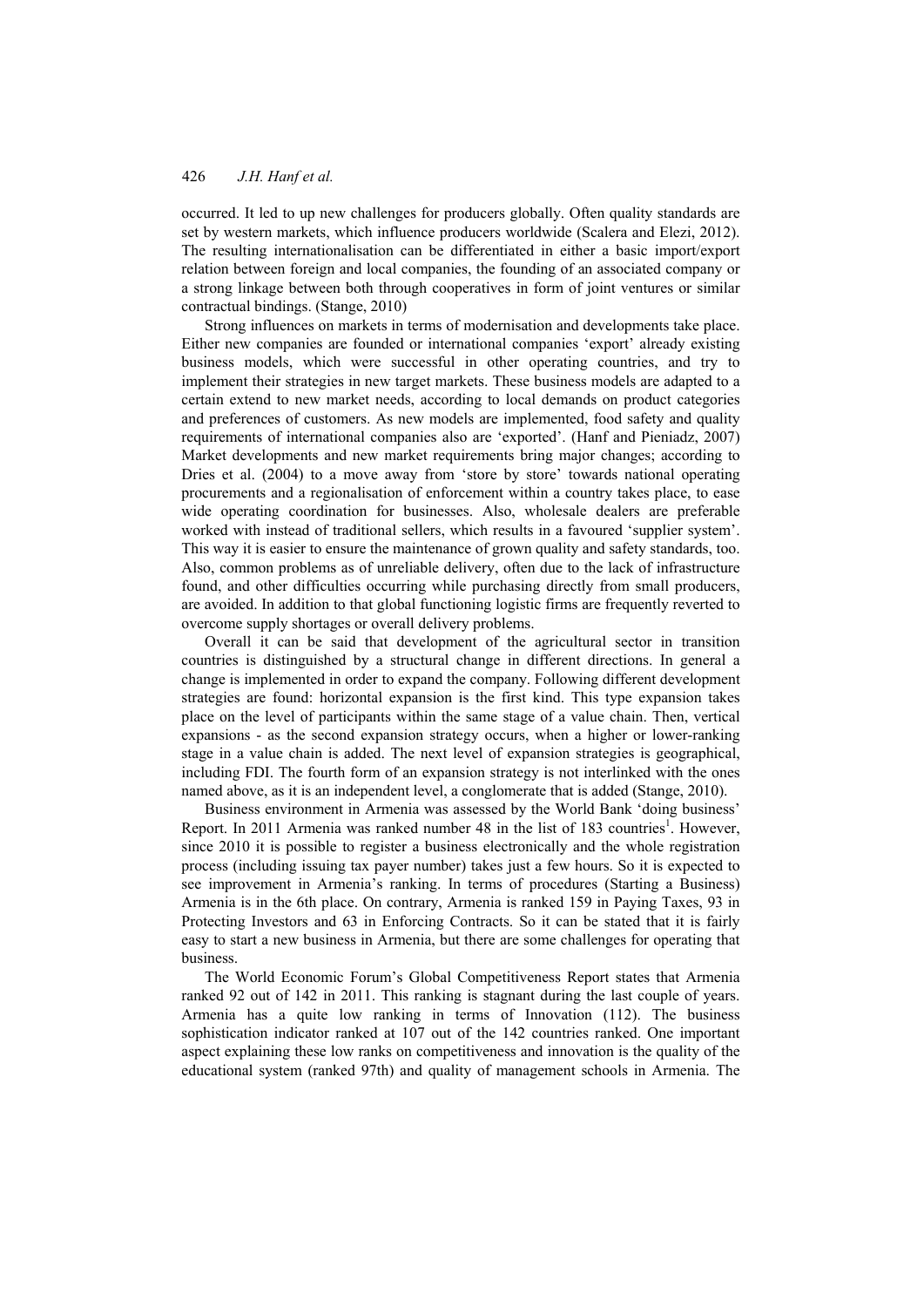occurred. It led to up new challenges for producers globally. Often quality standards are set by western markets, which influence producers worldwide (Scalera and Elezi, 2012). The resulting internationalisation can be differentiated in either a basic import/export relation between foreign and local companies, the founding of an associated company or a strong linkage between both through cooperatives in form of joint ventures or similar contractual bindings. (Stange, 2010)

Strong influences on markets in terms of modernisation and developments take place. Either new companies are founded or international companies 'export' already existing business models, which were successful in other operating countries, and try to implement their strategies in new target markets. These business models are adapted to a certain extend to new market needs, according to local demands on product categories and preferences of customers. As new models are implemented, food safety and quality requirements of international companies also are 'exported'. (Hanf and Pieniadz, 2007) Market developments and new market requirements bring major changes; according to Dries et al. (2004) to a move away from 'store by store' towards national operating procurements and a regionalisation of enforcement within a country takes place, to ease wide operating coordination for businesses. Also, wholesale dealers are preferable worked with instead of traditional sellers, which results in a favoured 'supplier system'. This way it is easier to ensure the maintenance of grown quality and safety standards, too. Also, common problems as of unreliable delivery, often due to the lack of infrastructure found, and other difficulties occurring while purchasing directly from small producers, are avoided. In addition to that global functioning logistic firms are frequently reverted to overcome supply shortages or overall delivery problems.

Overall it can be said that development of the agricultural sector in transition countries is distinguished by a structural change in different directions. In general a change is implemented in order to expand the company. Following different development strategies are found: horizontal expansion is the first kind. This type expansion takes place on the level of participants within the same stage of a value chain. Then, vertical expansions - as the second expansion strategy occurs, when a higher or lower-ranking stage in a value chain is added. The next level of expansion strategies is geographical, including FDI. The fourth form of an expansion strategy is not interlinked with the ones named above, as it is an independent level, a conglomerate that is added (Stange, 2010).

Business environment in Armenia was assessed by the World Bank 'doing business' Report. In 2011 Armenia was ranked number 48 in the list of 183 countries[1]. However, since 2010 it is possible to register a business electronically and the whole registration process (including issuing tax payer number) takes just a few hours. So it is expected to see improvement in Armenia's ranking. In terms of procedures (Starting a Business) Armenia is in the 6th place. On contrary, Armenia is ranked 159 in Paying Taxes, 93 in Protecting Investors and 63 in Enforcing Contracts. So it can be stated that it is fairly easy to start a new business in Armenia, but there are some challenges for operating that business.

The World Economic Forum's Global Competitiveness Report states that Armenia ranked 92 out of 142 in 2011. This ranking is stagnant during the last couple of years. Armenia has a quite low ranking in terms of Innovation (112). The business sophistication indicator ranked at 107 out of the 142 countries ranked. One important aspect explaining these low ranks on competitiveness and innovation is the quality of the educational system (ranked 97th) and quality of management schools in Armenia. The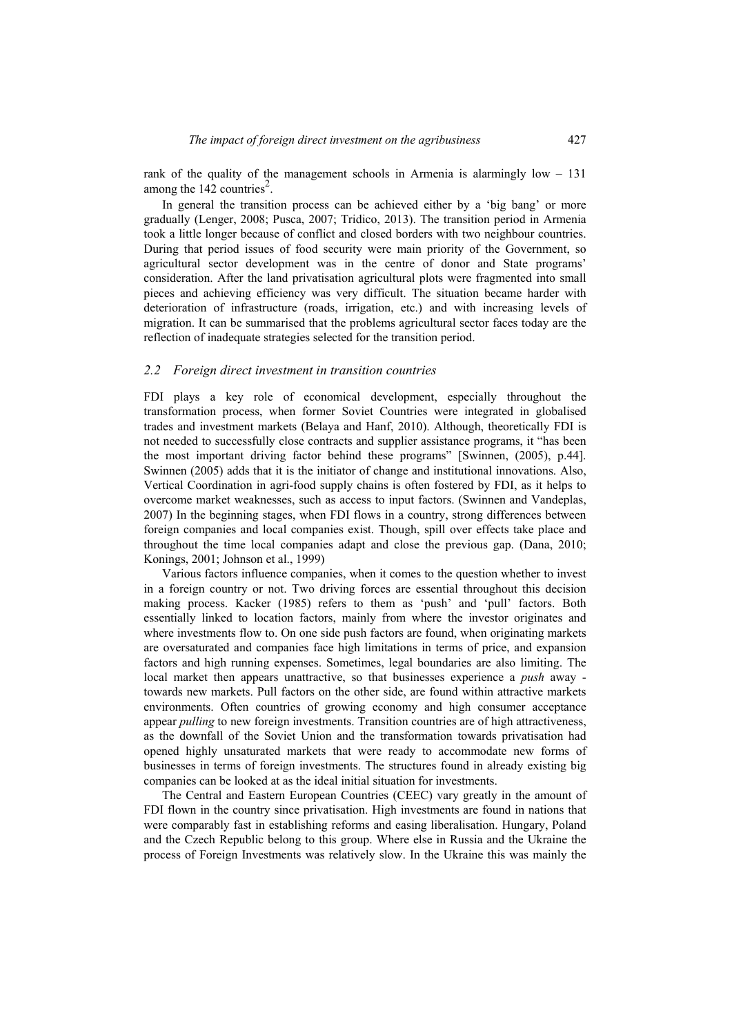rank of the quality of the management schools in Armenia is alarmingly low – 131 among the 142 countries[2].

In general the transition process can be achieved either by a 'big bang' or more gradually (Lenger, 2008; Pusca, 2007; Tridico, 2013). The transition period in Armenia took a little longer because of conflict and closed borders with two neighbour countries. During that period issues of food security were main priority of the Government, so agricultural sector development was in the centre of donor and State programs' consideration. After the land privatisation agricultural plots were fragmented into small pieces and achieving efficiency was very difficult. The situation became harder with deterioration of infrastructure (roads, irrigation, etc.) and with increasing levels of migration. It can be summarised that the problems agricultural sector faces today are the reflection of inadequate strategies selected for the transition period.

### *2.2 Foreign direct investment in transition countries*

FDI plays a key role of economical development, especially throughout the transformation process, when former Soviet Countries were integrated in globalised trades and investment markets (Belaya and Hanf, 2010). Although, theoretically FDI is not needed to successfully close contracts and supplier assistance programs, it "has been the most important driving factor behind these programs" [Swinnen, (2005), p.44]. Swinnen (2005) adds that it is the initiator of change and institutional innovations. Also, Vertical Coordination in agri-food supply chains is often fostered by FDI, as it helps to overcome market weaknesses, such as access to input factors. (Swinnen and Vandeplas, 2007) In the beginning stages, when FDI flows in a country, strong differences between foreign companies and local companies exist. Though, spill over effects take place and throughout the time local companies adapt and close the previous gap. (Dana, 2010; Konings, 2001; Johnson et al., 1999)

Various factors influence companies, when it comes to the question whether to invest in a foreign country or not. Two driving forces are essential throughout this decision making process. Kacker (1985) refers to them as 'push' and 'pull' factors. Both essentially linked to location factors, mainly from where the investor originates and where investments flow to. On one side push factors are found, when originating markets are oversaturated and companies face high limitations in terms of price, and expansion factors and high running expenses. Sometimes, legal boundaries are also limiting. The local market then appears unattractive, so that businesses experience a *push* away - towards new markets. Pull factors on the other side, are found within attractive markets environments. Often countries of growing economy and high consumer acceptance appear *pulling* to new foreign investments. Transition countries are of high attractiveness, as the downfall of the Soviet Union and the transformation towards privatisation had opened highly unsaturated markets that were ready to accommodate new forms of businesses in terms of foreign investments. The structures found in already existing big companies can be looked at as the ideal initial situation for investments.

The Central and Eastern European Countries (CEEC) vary greatly in the amount of FDI flown in the country since privatisation. High investments are found in nations that were comparably fast in establishing reforms and easing liberalisation. Hungary, Poland and the Czech Republic belong to this group. Where else in Russia and the Ukraine the process of Foreign Investments was relatively slow. In the Ukraine this was mainly the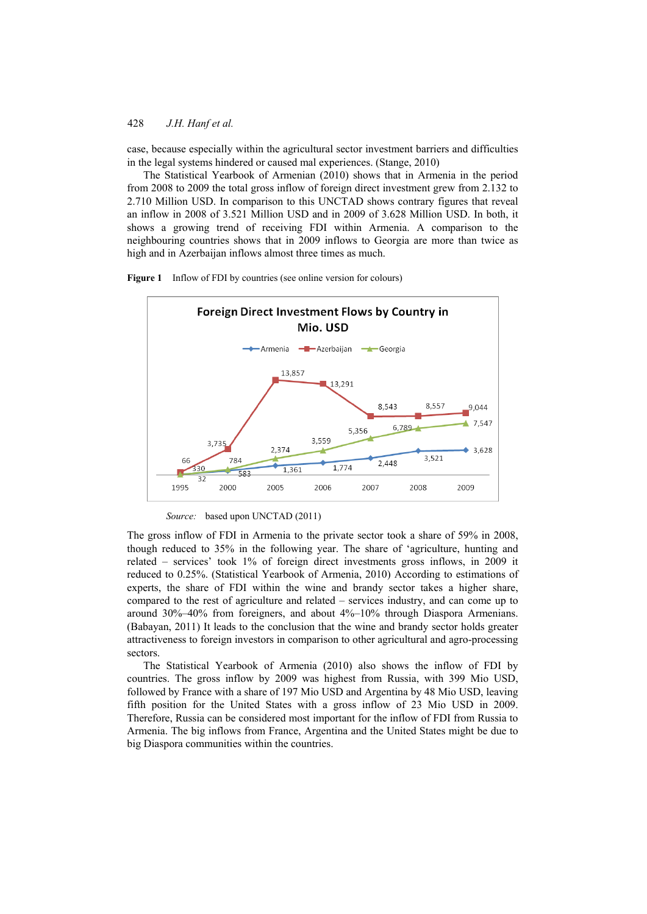case, because especially within the agricultural sector investment barriers and difficulties in the legal systems hindered or caused mal experiences. (Stange, 2010)

The Statistical Yearbook of Armenian (2010) shows that in Armenia in the period from 2008 to 2009 the total gross inflow of foreign direct investment grew from 2.132 to 2.710 Million USD. In comparison to this UNCTAD shows contrary figures that reveal an inflow in 2008 of 3.521 Million USD and in 2009 of 3.628 Million USD. In both, it shows a growing trend of receiving FDI within Armenia. A comparison to the neighbouring countries shows that in 2009 inflows to Georgia are more than twice as high and in Azerbaijan inflows almost three times as much.

**Figure 1** Inflow of FDI by countries (see online version for colours)

Foreign Direct Investment Flows by Country in Mio. USD

| Year | Armenia | Azerbaijan | Georgia |
|---|---|---|---|
| 1995 | 32 | 330 | 66 |
| 2000 | 583 | 3,735 | 784 |
| 2005 | 1,361 | 13,857 | 2,374 |
| 2006 | 1,774 | 13,291 | 3,559 |
| 2007 | 2,448 | 8,543 | 5,356 |
| 2008 | 3,521 | 8,557 | 6,789 |
| 2009 | 3,628 | 9,044 | 7,547 |

*Source:* based upon UNCTAD (2011)

The gross inflow of FDI in Armenia to the private sector took a share of 59% in 2008, though reduced to 35% in the following year. The share of 'agriculture, hunting and related – services' took 1% of foreign direct investments gross inflows, in 2009 it reduced to 0.25%. (Statistical Yearbook of Armenia, 2010) According to estimations of experts, the share of FDI within the wine and brandy sector takes a higher share, compared to the rest of agriculture and related – services industry, and can come up to around 30%–40% from foreigners, and about 4%–10% through Diaspora Armenians. (Babayan, 2011) It leads to the conclusion that the wine and brandy sector holds greater attractiveness to foreign investors in comparison to other agricultural and agro-processing sectors.

The Statistical Yearbook of Armenia (2010) also shows the inflow of FDI by countries. The gross inflow by 2009 was highest from Russia, with 399 Mio USD, followed by France with a share of 197 Mio USD and Argentina by 48 Mio USD, leaving fifth position for the United States with a gross inflow of 23 Mio USD in 2009. Therefore, Russia can be considered most important for the inflow of FDI from Russia to Armenia. The big inflows from France, Argentina and the United States might be due to big Diaspora communities within the countries.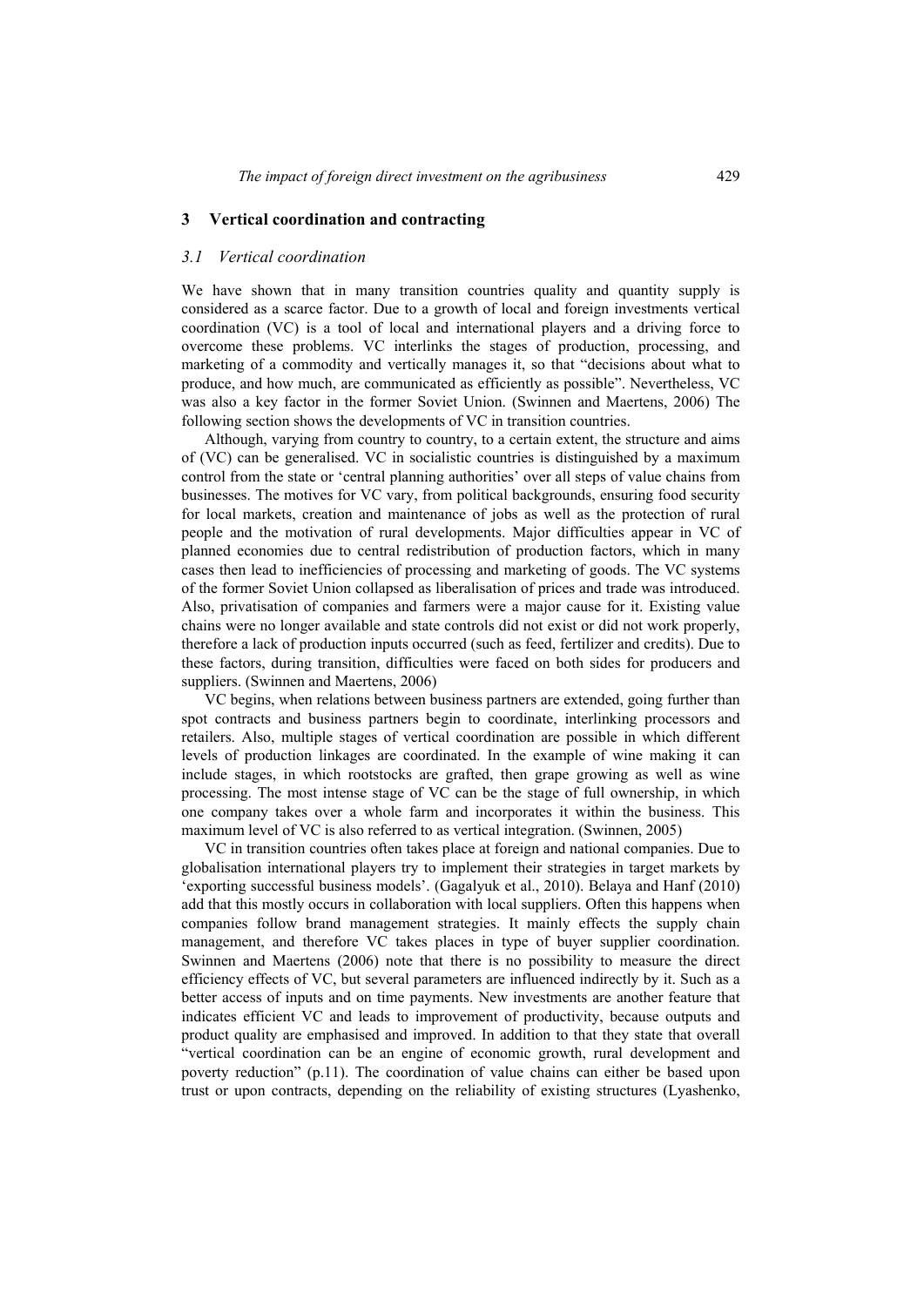## 3 Vertical coordination and contracting

### 3.1 Vertical coordination

We have shown that in many transition countries quality and quantity supply is considered as a scarce factor. Due to a growth of local and foreign investments vertical coordination (VC) is a tool of local and international players and a driving force to overcome these problems. VC interlinks the stages of production, processing, and marketing of a commodity and vertically manages it, so that "decisions about what to produce, and how much, are communicated as efficiently as possible". Nevertheless, VC was also a key factor in the former Soviet Union. (Swinnen and Maertens, 2006) The following section shows the developments of VC in transition countries.

Although, varying from country to country, to a certain extent, the structure and aims of (VC) can be generalised. VC in socialistic countries is distinguished by a maximum control from the state or 'central planning authorities' over all steps of value chains from businesses. The motives for VC vary, from political backgrounds, ensuring food security for local markets, creation and maintenance of jobs as well as the protection of rural people and the motivation of rural developments. Major difficulties appear in VC of planned economies due to central redistribution of production factors, which in many cases then lead to inefficiencies of processing and marketing of goods. The VC systems of the former Soviet Union collapsed as liberalisation of prices and trade was introduced. Also, privatisation of companies and farmers were a major cause for it. Existing value chains were no longer available and state controls did not exist or did not work properly, therefore a lack of production inputs occurred (such as feed, fertilizer and credits). Due to these factors, during transition, difficulties were faced on both sides for producers and suppliers. (Swinnen and Maertens, 2006)

VC begins, when relations between business partners are extended, going further than spot contracts and business partners begin to coordinate, interlinking processors and retailers. Also, multiple stages of vertical coordination are possible in which different levels of production linkages are coordinated. In the example of wine making it can include stages, in which rootstocks are grafted, then grape growing as well as wine processing. The most intense stage of VC can be the stage of full ownership, in which one company takes over a whole farm and incorporates it within the business. This maximum level of VC is also referred to as vertical integration. (Swinnen, 2005)

VC in transition countries often takes place at foreign and national companies. Due to globalisation international players try to implement their strategies in target markets by 'exporting successful business models'. (Gagalyuk et al., 2010). Belaya and Hanf (2010) add that this mostly occurs in collaboration with local suppliers. Often this happens when companies follow brand management strategies. It mainly effects the supply chain management, and therefore VC takes places in type of buyer supplier coordination. Swinnen and Maertens (2006) note that there is no possibility to measure the direct efficiency effects of VC, but several parameters are influenced indirectly by it. Such as a better access of inputs and on time payments. New investments are another feature that indicates efficient VC and leads to improvement of productivity, because outputs and product quality are emphasised and improved. In addition to that they state that overall "vertical coordination can be an engine of economic growth, rural development and poverty reduction" (p.11). The coordination of value chains can either be based upon trust or upon contracts, depending on the reliability of existing structures (Lyashenko,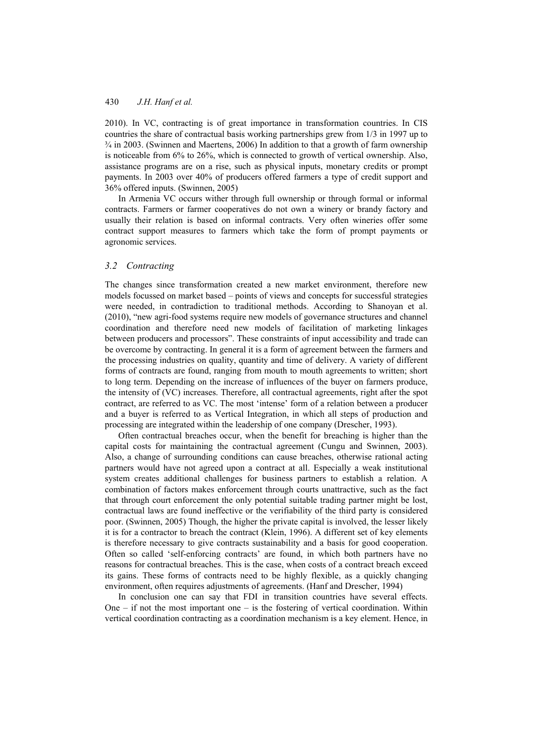2010). In VC, contracting is of great importance in transformation countries. In CIS countries the share of contractual basis working partnerships grew from 1/3 in 1997 up to ¾ in 2003. (Swinnen and Maertens, 2006) In addition to that a growth of farm ownership is noticeable from 6% to 26%, which is connected to growth of vertical ownership. Also, assistance programs are on a rise, such as physical inputs, monetary credits or prompt payments. In 2003 over 40% of producers offered farmers a type of credit support and 36% offered inputs. (Swinnen, 2005)

In Armenia VC occurs wither through full ownership or through formal or informal contracts. Farmers or farmer cooperatives do not own a winery or brandy factory and usually their relation is based on informal contracts. Very often wineries offer some contract support measures to farmers which take the form of prompt payments or agronomic services.

### *3.2 Contracting*

The changes since transformation created a new market environment, therefore new models focussed on market based – points of views and concepts for successful strategies were needed, in contradiction to traditional methods. According to Shanoyan et al. (2010), "new agri-food systems require new models of governance structures and channel coordination and therefore need new models of facilitation of marketing linkages between producers and processors". These constraints of input accessibility and trade can be overcome by contracting. In general it is a form of agreement between the farmers and the processing industries on quality, quantity and time of delivery. A variety of different forms of contracts are found, ranging from mouth to mouth agreements to written; short to long term. Depending on the increase of influences of the buyer on farmers produce, the intensity of (VC) increases. Therefore, all contractual agreements, right after the spot contract, are referred to as VC. The most 'intense' form of a relation between a producer and a buyer is referred to as Vertical Integration, in which all steps of production and processing are integrated within the leadership of one company (Drescher, 1993).

Often contractual breaches occur, when the benefit for breaching is higher than the capital costs for maintaining the contractual agreement (Cungu and Swinnen, 2003). Also, a change of surrounding conditions can cause breaches, otherwise rational acting partners would have not agreed upon a contract at all. Especially a weak institutional system creates additional challenges for business partners to establish a relation. A combination of factors makes enforcement through courts unattractive, such as the fact that through court enforcement the only potential suitable trading partner might be lost, contractual laws are found ineffective or the verifiability of the third party is considered poor. (Swinnen, 2005) Though, the higher the private capital is involved, the lesser likely it is for a contractor to breach the contract (Klein, 1996). A different set of key elements is therefore necessary to give contracts sustainability and a basis for good cooperation. Often so called 'self-enforcing contracts' are found, in which both partners have no reasons for contractual breaches. This is the case, when costs of a contract breach exceed its gains. These forms of contracts need to be highly flexible, as a quickly changing environment, often requires adjustments of agreements. (Hanf and Drescher, 1994)

In conclusion one can say that FDI in transition countries have several effects. One – if not the most important one – is the fostering of vertical coordination. Within vertical coordination contracting as a coordination mechanism is a key element. Hence, in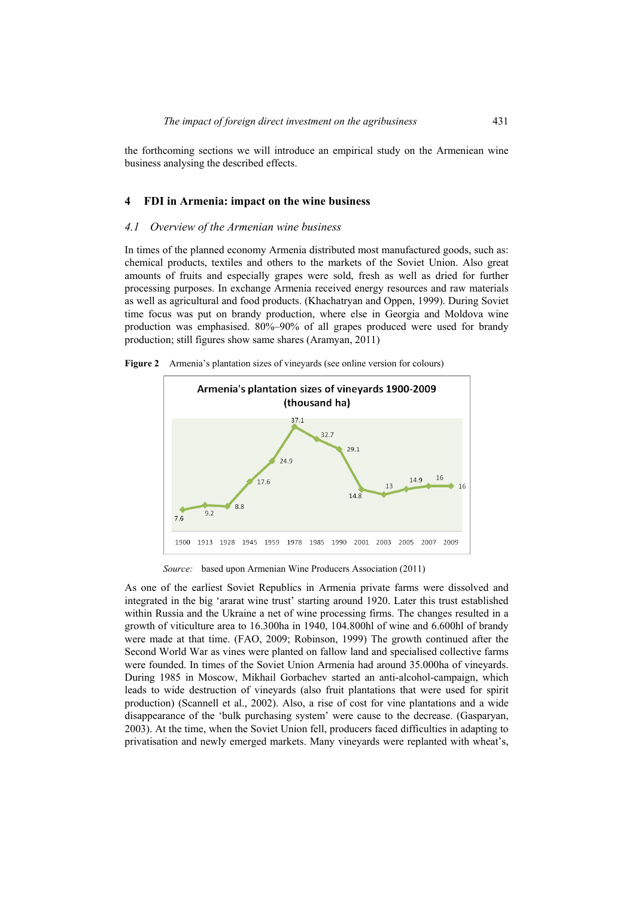the forthcoming sections we will introduce an empirical study on the Armeniean wine business analysing the described effects.

## 4 FDI in Armenia: impact on the wine business

### *4.1 Overview of the Armenian wine business*

In times of the planned economy Armenia distributed most manufactured goods, such as: chemical products, textiles and others to the markets of the Soviet Union. Also great amounts of fruits and especially grapes were sold, fresh as well as dried for further processing purposes. In exchange Armenia received energy resources and raw materials as well as agricultural and food products. (Khachatryan and Oppen, 1999). During Soviet time focus was put on brandy production, where else in Georgia and Moldova wine production was emphasised. 80%–90% of all grapes produced were used for brandy production; still figures show same shares (Aramyan, 2011)

**Figure 2** Armenia's plantation sizes of vineyards (see online version for colours)

Armenia's plantation sizes of vineyards 1900-2009 (thousand ha)

| Year | 1900 | 1913 | 1928 | 1945 | 1959 | 1978 | 1985 | 1990 | 2001 | 2003 | 2005 | 2007 | 2009 |
|---|---|---|---|---|---|---|---|---|---|---|---|---|---|
| Thousand ha | 7.6 | 9.2 | 8.8 | 17.6 | 24.9 | 37.1 | 32.7 | 29.1 | 14.8 | 13 | 14.9 | 16 | 16 |

*Source:* based upon Armenian Wine Producers Association (2011)

As one of the earliest Soviet Republics in Armenia private farms were dissolved and integrated in the big 'ararat wine trust' starting around 1920. Later this trust established within Russia and the Ukraine a net of wine processing firms. The changes resulted in a growth of viticulture area to 16.300ha in 1940, 104.800hl of wine and 6.600hl of brandy were made at that time. (FAO, 2009; Robinson, 1999) The growth continued after the Second World War as vines were planted on fallow land and specialised collective farms were founded. In times of the Soviet Union Armenia had around 35.000ha of vineyards. During 1985 in Moscow, Mikhail Gorbachev started an anti-alcohol-campaign, which leads to wide destruction of vineyards (also fruit plantations that were used for spirit production) (Scannell et al., 2002). Also, a rise of cost for vine plantations and a wide disappearance of the 'bulk purchasing system' were cause to the decrease. (Gasparyan, 2003). At the time, when the Soviet Union fell, producers faced difficulties in adapting to privatisation and newly emerged markets. Many vineyards were replanted with wheat's,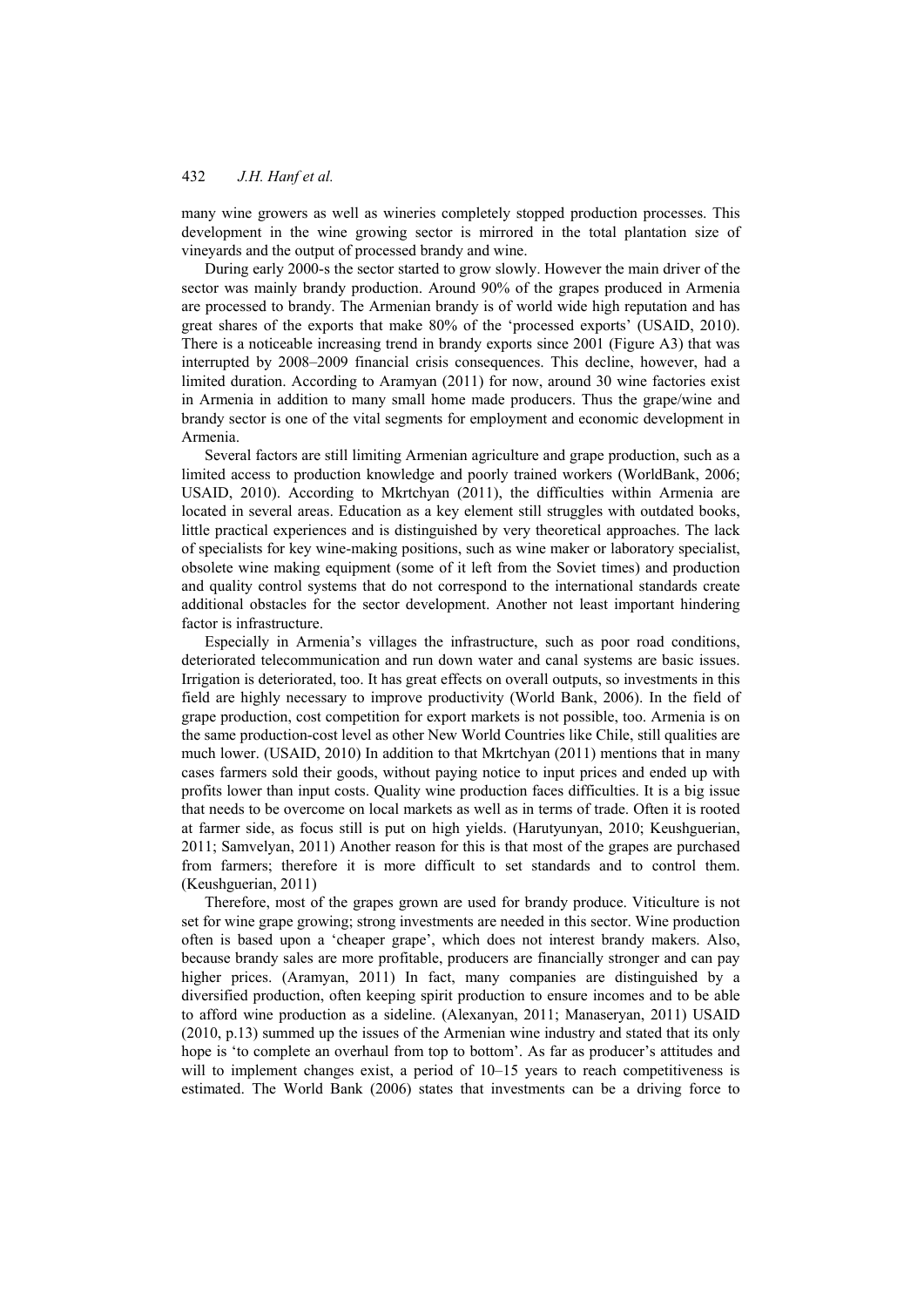many wine growers as well as wineries completely stopped production processes. This development in the wine growing sector is mirrored in the total plantation size of vineyards and the output of processed brandy and wine.

During early 2000-s the sector started to grow slowly. However the main driver of the sector was mainly brandy production. Around 90% of the grapes produced in Armenia are processed to brandy. The Armenian brandy is of world wide high reputation and has great shares of the exports that make 80% of the 'processed exports' (USAID, 2010). There is a noticeable increasing trend in brandy exports since 2001 (Figure A3) that was interrupted by 2008–2009 financial crisis consequences. This decline, however, had a limited duration. According to Aramyan (2011) for now, around 30 wine factories exist in Armenia in addition to many small home made producers. Thus the grape/wine and brandy sector is one of the vital segments for employment and economic development in Armenia.

Several factors are still limiting Armenian agriculture and grape production, such as a limited access to production knowledge and poorly trained workers (WorldBank, 2006; USAID, 2010). According to Mkrtchyan (2011), the difficulties within Armenia are located in several areas. Education as a key element still struggles with outdated books, little practical experiences and is distinguished by very theoretical approaches. The lack of specialists for key wine-making positions, such as wine maker or laboratory specialist, obsolete wine making equipment (some of it left from the Soviet times) and production and quality control systems that do not correspond to the international standards create additional obstacles for the sector development. Another not least important hindering factor is infrastructure.

Especially in Armenia's villages the infrastructure, such as poor road conditions, deteriorated telecommunication and run down water and canal systems are basic issues. Irrigation is deteriorated, too. It has great effects on overall outputs, so investments in this field are highly necessary to improve productivity (World Bank, 2006). In the field of grape production, cost competition for export markets is not possible, too. Armenia is on the same production-cost level as other New World Countries like Chile, still qualities are much lower. (USAID, 2010) In addition to that Mkrtchyan (2011) mentions that in many cases farmers sold their goods, without paying notice to input prices and ended up with profits lower than input costs. Quality wine production faces difficulties. It is a big issue that needs to be overcome on local markets as well as in terms of trade. Often it is rooted at farmer side, as focus still is put on high yields. (Harutyunyan, 2010; Keushguerian, 2011; Samvelyan, 2011) Another reason for this is that most of the grapes are purchased from farmers; therefore it is more difficult to set standards and to control them. (Keushguerian, 2011)

Therefore, most of the grapes grown are used for brandy produce. Viticulture is not set for wine grape growing; strong investments are needed in this sector. Wine production often is based upon a 'cheaper grape', which does not interest brandy makers. Also, because brandy sales are more profitable, producers are financially stronger and can pay higher prices. (Aramyan, 2011) In fact, many companies are distinguished by a diversified production, often keeping spirit production to ensure incomes and to be able to afford wine production as a sideline. (Alexanyan, 2011; Manaseryan, 2011) USAID (2010, p.13) summed up the issues of the Armenian wine industry and stated that its only hope is 'to complete an overhaul from top to bottom'. As far as producer's attitudes and will to implement changes exist, a period of 10–15 years to reach competitiveness is estimated. The World Bank (2006) states that investments can be a driving force to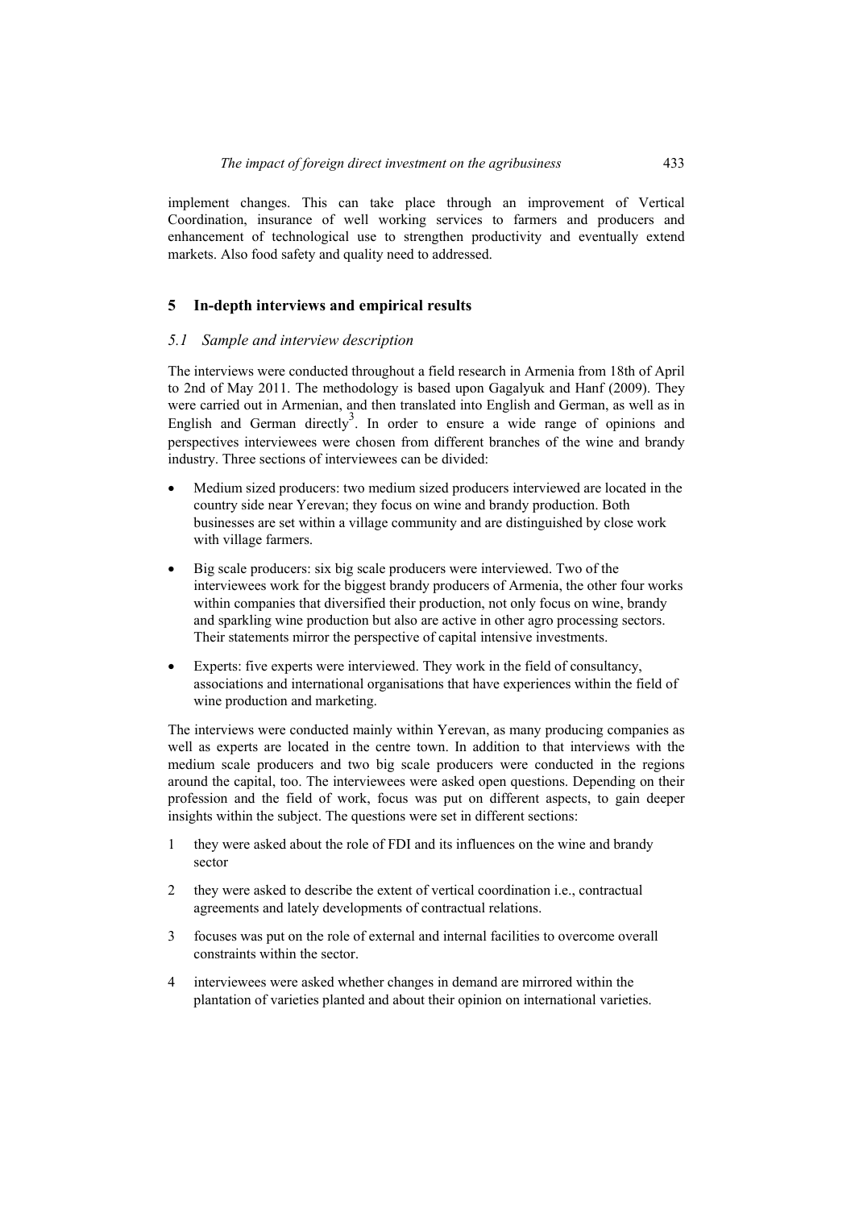implement changes. This can take place through an improvement of Vertical Coordination, insurance of well working services to farmers and producers and enhancement of technological use to strengthen productivity and eventually extend markets. Also food safety and quality need to addressed.

## 5 In-depth interviews and empirical results

### *5.1 Sample and interview description*

The interviews were conducted throughout a field research in Armenia from 18th of April to 2nd of May 2011. The methodology is based upon Gagalyuk and Hanf (2009). They were carried out in Armenian, and then translated into English and German, as well as in English and German directly[3]. In order to ensure a wide range of opinions and perspectives interviewees were chosen from different branches of the wine and brandy industry. Three sections of interviewees can be divided:

- Medium sized producers: two medium sized producers interviewed are located in the country side near Yerevan; they focus on wine and brandy production. Both businesses are set within a village community and are distinguished by close work with village farmers.
- Big scale producers: six big scale producers were interviewed. Two of the interviewees work for the biggest brandy producers of Armenia, the other four works within companies that diversified their production, not only focus on wine, brandy and sparkling wine production but also are active in other agro processing sectors. Their statements mirror the perspective of capital intensive investments.
- Experts: five experts were interviewed. They work in the field of consultancy, associations and international organisations that have experiences within the field of wine production and marketing.

The interviews were conducted mainly within Yerevan, as many producing companies as well as experts are located in the centre town. In addition to that interviews with the medium scale producers and two big scale producers were conducted in the regions around the capital, too. The interviewees were asked open questions. Depending on their profession and the field of work, focus was put on different aspects, to gain deeper insights within the subject. The questions were set in different sections:

1. they were asked about the role of FDI and its influences on the wine and brandy sector
2. they were asked to describe the extent of vertical coordination i.e., contractual agreements and lately developments of contractual relations.
3. focuses was put on the role of external and internal facilities to overcome overall constraints within the sector.
4. interviewees were asked whether changes in demand are mirrored within the plantation of varieties planted and about their opinion on international varieties.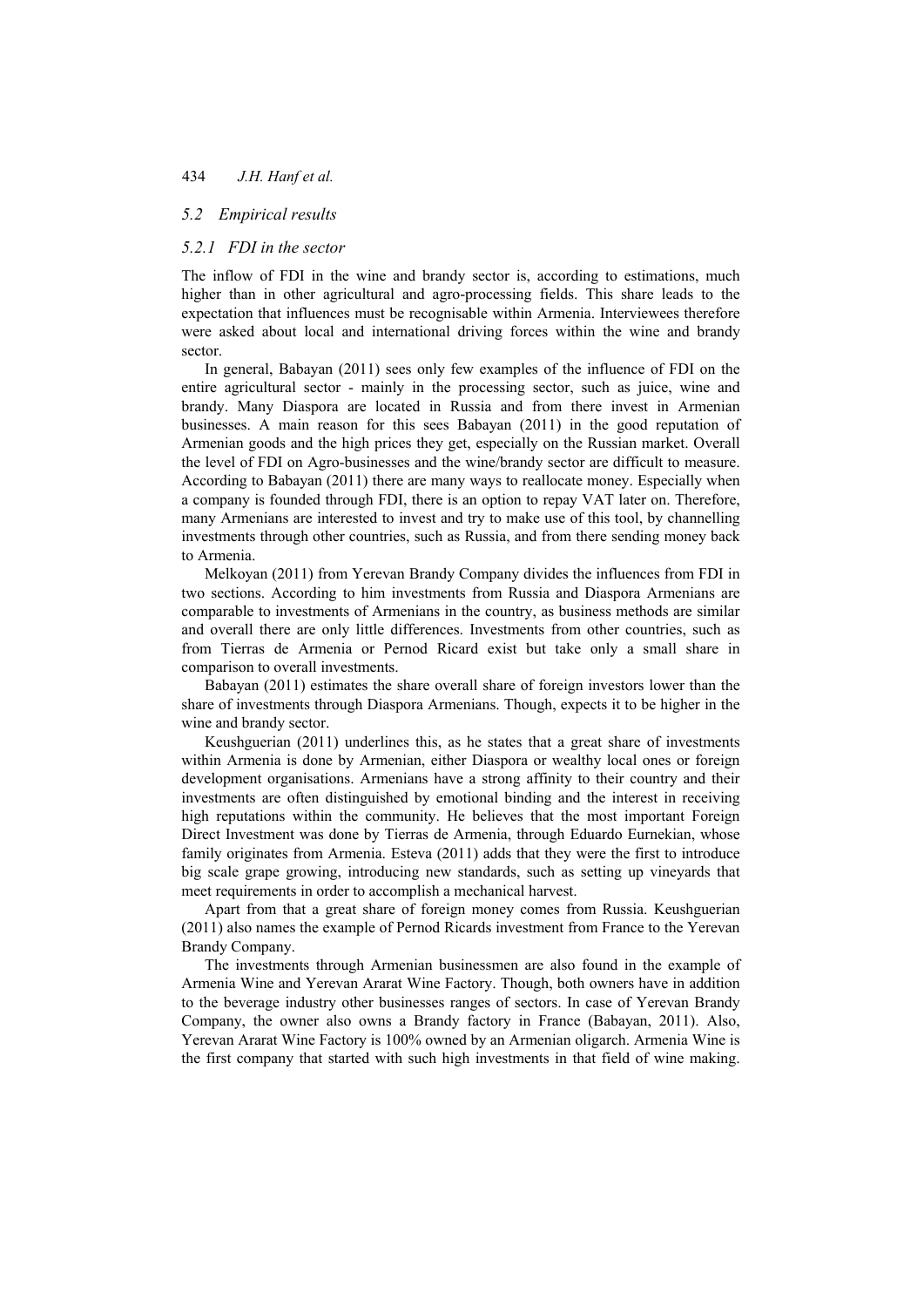### 5.2 Empirical results

#### 5.2.1 FDI in the sector

The inflow of FDI in the wine and brandy sector is, according to estimations, much higher than in other agricultural and agro-processing fields. This share leads to the expectation that influences must be recognisable within Armenia. Interviewees therefore were asked about local and international driving forces within the wine and brandy sector.

In general, Babayan (2011) sees only few examples of the influence of FDI on the entire agricultural sector - mainly in the processing sector, such as juice, wine and brandy. Many Diaspora are located in Russia and from there invest in Armenian businesses. A main reason for this sees Babayan (2011) in the good reputation of Armenian goods and the high prices they get, especially on the Russian market. Overall the level of FDI on Agro-businesses and the wine/brandy sector are difficult to measure. According to Babayan (2011) there are many ways to reallocate money. Especially when a company is founded through FDI, there is an option to repay VAT later on. Therefore, many Armenians are interested to invest and try to make use of this tool, by channelling investments through other countries, such as Russia, and from there sending money back to Armenia.

Melkoyan (2011) from Yerevan Brandy Company divides the influences from FDI in two sections. According to him investments from Russia and Diaspora Armenians are comparable to investments of Armenians in the country, as business methods are similar and overall there are only little differences. Investments from other countries, such as from Tierras de Armenia or Pernod Ricard exist but take only a small share in comparison to overall investments.

Babayan (2011) estimates the share overall share of foreign investors lower than the share of investments through Diaspora Armenians. Though, expects it to be higher in the wine and brandy sector.

Keushguerian (2011) underlines this, as he states that a great share of investments within Armenia is done by Armenian, either Diaspora or wealthy local ones or foreign development organisations. Armenians have a strong affinity to their country and their investments are often distinguished by emotional binding and the interest in receiving high reputations within the community. He believes that the most important Foreign Direct Investment was done by Tierras de Armenia, through Eduardo Eurnekian, whose family originates from Armenia. Esteva (2011) adds that they were the first to introduce big scale grape growing, introducing new standards, such as setting up vineyards that meet requirements in order to accomplish a mechanical harvest.

Apart from that a great share of foreign money comes from Russia. Keushguerian (2011) also names the example of Pernod Ricards investment from France to the Yerevan Brandy Company.

The investments through Armenian businessmen are also found in the example of Armenia Wine and Yerevan Ararat Wine Factory. Though, both owners have in addition to the beverage industry other businesses ranges of sectors. In case of Yerevan Brandy Company, the owner also owns a Brandy factory in France (Babayan, 2011). Also, Yerevan Ararat Wine Factory is 100% owned by an Armenian oligarch. Armenia Wine is the first company that started with such high investments in that field of wine making.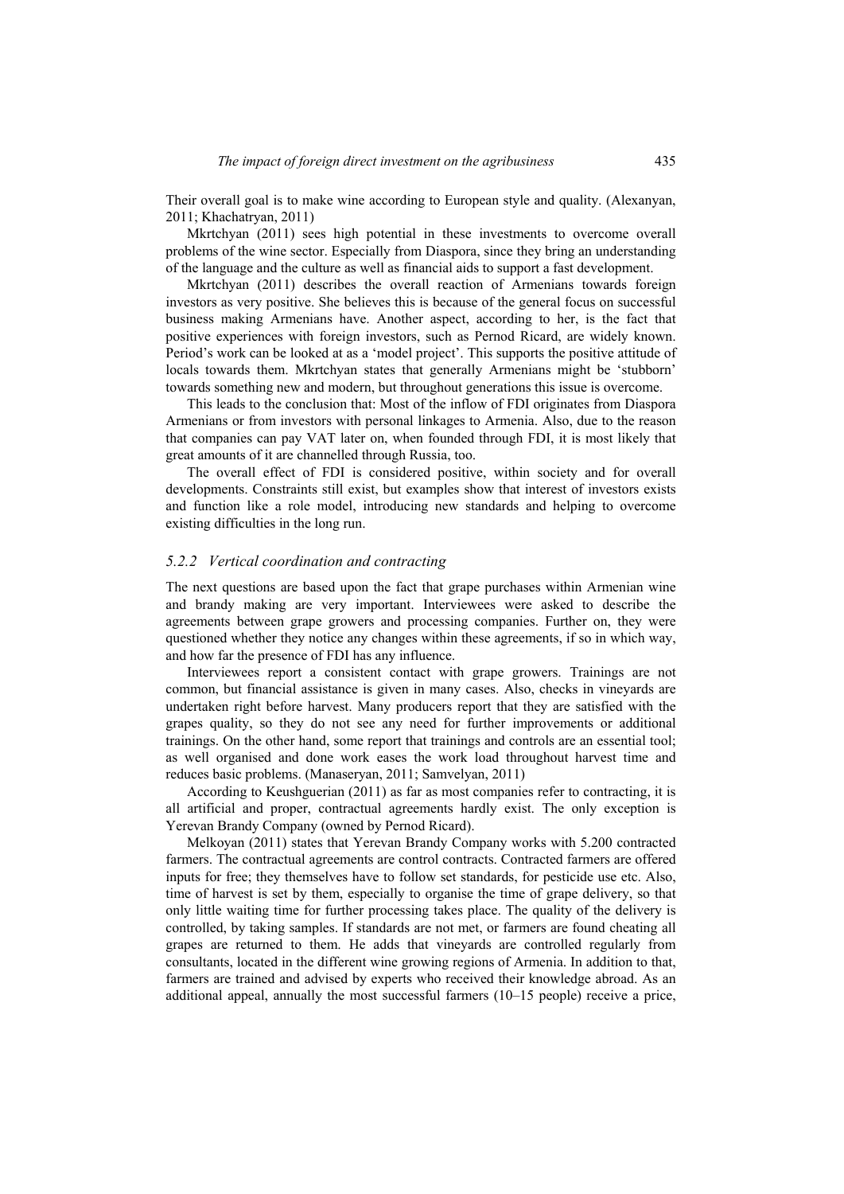Their overall goal is to make wine according to European style and quality. (Alexanyan, 2011; Khachatryan, 2011)

Mkrtchyan (2011) sees high potential in these investments to overcome overall problems of the wine sector. Especially from Diaspora, since they bring an understanding of the language and the culture as well as financial aids to support a fast development.

Mkrtchyan (2011) describes the overall reaction of Armenians towards foreign investors as very positive. She believes this is because of the general focus on successful business making Armenians have. Another aspect, according to her, is the fact that positive experiences with foreign investors, such as Pernod Ricard, are widely known. Period's work can be looked at as a 'model project'. This supports the positive attitude of locals towards them. Mkrtchyan states that generally Armenians might be 'stubborn' towards something new and modern, but throughout generations this issue is overcome.

This leads to the conclusion that: Most of the inflow of FDI originates from Diaspora Armenians or from investors with personal linkages to Armenia. Also, due to the reason that companies can pay VAT later on, when founded through FDI, it is most likely that great amounts of it are channelled through Russia, too.

The overall effect of FDI is considered positive, within society and for overall developments. Constraints still exist, but examples show that interest of investors exists and function like a role model, introducing new standards and helping to overcome existing difficulties in the long run.

### *5.2.2 Vertical coordination and contracting*

The next questions are based upon the fact that grape purchases within Armenian wine and brandy making are very important. Interviewees were asked to describe the agreements between grape growers and processing companies. Further on, they were questioned whether they notice any changes within these agreements, if so in which way, and how far the presence of FDI has any influence.

Interviewees report a consistent contact with grape growers. Trainings are not common, but financial assistance is given in many cases. Also, checks in vineyards are undertaken right before harvest. Many producers report that they are satisfied with the grapes quality, so they do not see any need for further improvements or additional trainings. On the other hand, some report that trainings and controls are an essential tool; as well organised and done work eases the work load throughout harvest time and reduces basic problems. (Manaseryan, 2011; Samvelyan, 2011)

According to Keushguerian (2011) as far as most companies refer to contracting, it is all artificial and proper, contractual agreements hardly exist. The only exception is Yerevan Brandy Company (owned by Pernod Ricard).

Melkoyan (2011) states that Yerevan Brandy Company works with 5.200 contracted farmers. The contractual agreements are control contracts. Contracted farmers are offered inputs for free; they themselves have to follow set standards, for pesticide use etc. Also, time of harvest is set by them, especially to organise the time of grape delivery, so that only little waiting time for further processing takes place. The quality of the delivery is controlled, by taking samples. If standards are not met, or farmers are found cheating all grapes are returned to them. He adds that vineyards are controlled regularly from consultants, located in the different wine growing regions of Armenia. In addition to that, farmers are trained and advised by experts who received their knowledge abroad. As an additional appeal, annually the most successful farmers (10–15 people) receive a price,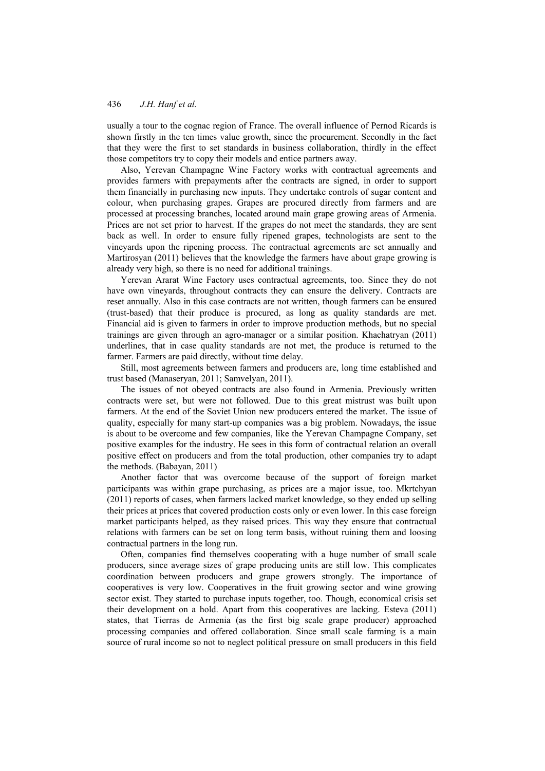usually a tour to the cognac region of France. The overall influence of Pernod Ricards is shown firstly in the ten times value growth, since the procurement. Secondly in the fact that they were the first to set standards in business collaboration, thirdly in the effect those competitors try to copy their models and entice partners away.

Also, Yerevan Champagne Wine Factory works with contractual agreements and provides farmers with prepayments after the contracts are signed, in order to support them financially in purchasing new inputs. They undertake controls of sugar content and colour, when purchasing grapes. Grapes are procured directly from farmers and are processed at processing branches, located around main grape growing areas of Armenia. Prices are not set prior to harvest. If the grapes do not meet the standards, they are sent back as well. In order to ensure fully ripened grapes, technologists are sent to the vineyards upon the ripening process. The contractual agreements are set annually and Martirosyan (2011) believes that the knowledge the farmers have about grape growing is already very high, so there is no need for additional trainings.

Yerevan Ararat Wine Factory uses contractual agreements, too. Since they do not have own vineyards, throughout contracts they can ensure the delivery. Contracts are reset annually. Also in this case contracts are not written, though farmers can be ensured (trust-based) that their produce is procured, as long as quality standards are met. Financial aid is given to farmers in order to improve production methods, but no special trainings are given through an agro-manager or a similar position. Khachatryan (2011) underlines, that in case quality standards are not met, the produce is returned to the farmer. Farmers are paid directly, without time delay.

Still, most agreements between farmers and producers are, long time established and trust based (Manaseryan, 2011; Samvelyan, 2011).

The issues of not obeyed contracts are also found in Armenia. Previously written contracts were set, but were not followed. Due to this great mistrust was built upon farmers. At the end of the Soviet Union new producers entered the market. The issue of quality, especially for many start-up companies was a big problem. Nowadays, the issue is about to be overcome and few companies, like the Yerevan Champagne Company, set positive examples for the industry. He sees in this form of contractual relation an overall positive effect on producers and from the total production, other companies try to adapt the methods. (Babayan, 2011)

Another factor that was overcome because of the support of foreign market participants was within grape purchasing, as prices are a major issue, too. Mkrtchyan (2011) reports of cases, when farmers lacked market knowledge, so they ended up selling their prices at prices that covered production costs only or even lower. In this case foreign market participants helped, as they raised prices. This way they ensure that contractual relations with farmers can be set on long term basis, without ruining them and loosing contractual partners in the long run.

Often, companies find themselves cooperating with a huge number of small scale producers, since average sizes of grape producing units are still low. This complicates coordination between producers and grape growers strongly. The importance of cooperatives is very low. Cooperatives in the fruit growing sector and wine growing sector exist. They started to purchase inputs together, too. Though, economical crisis set their development on a hold. Apart from this cooperatives are lacking. Esteva (2011) states, that Tierras de Armenia (as the first big scale grape producer) approached processing companies and offered collaboration. Since small scale farming is a main source of rural income so not to neglect political pressure on small producers in this field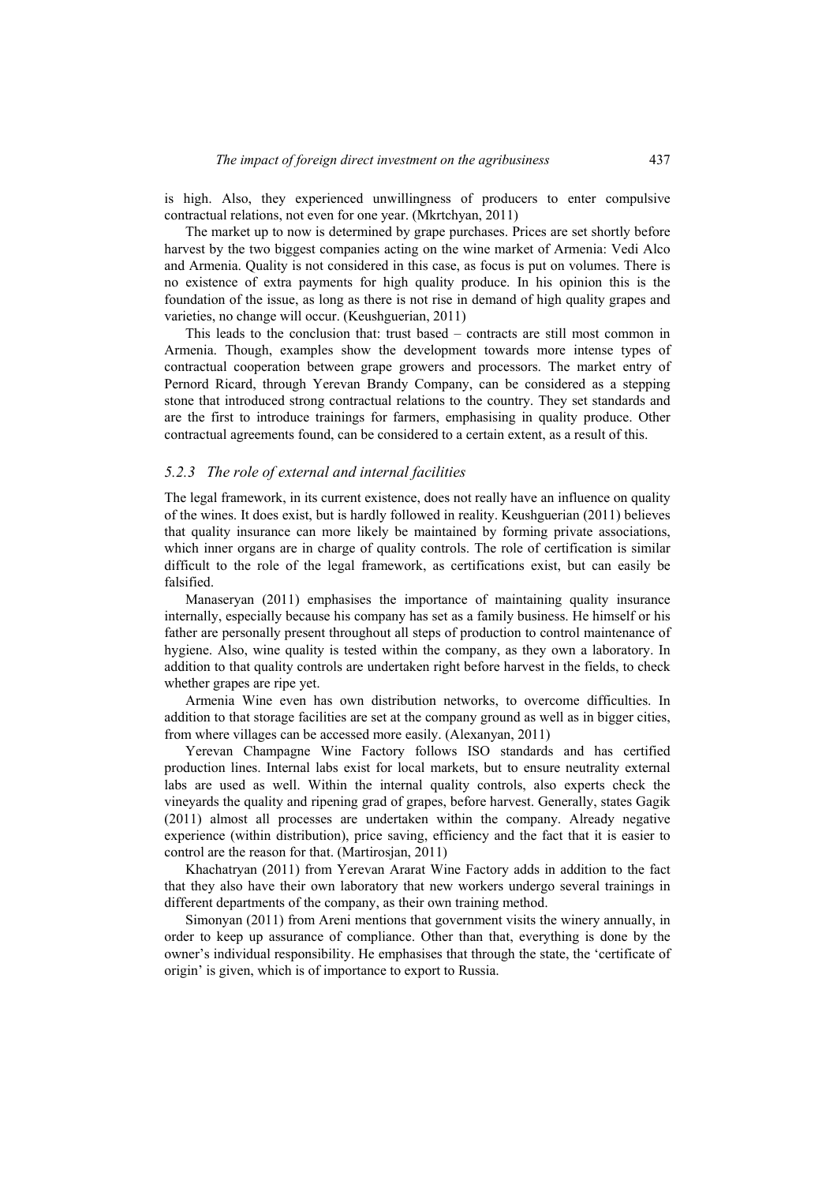is high. Also, they experienced unwillingness of producers to enter compulsive contractual relations, not even for one year. (Mkrtchyan, 2011)

The market up to now is determined by grape purchases. Prices are set shortly before harvest by the two biggest companies acting on the wine market of Armenia: Vedi Alco and Armenia. Quality is not considered in this case, as focus is put on volumes. There is no existence of extra payments for high quality produce. In his opinion this is the foundation of the issue, as long as there is not rise in demand of high quality grapes and varieties, no change will occur. (Keushguerian, 2011)

This leads to the conclusion that: trust based – contracts are still most common in Armenia. Though, examples show the development towards more intense types of contractual cooperation between grape growers and processors. The market entry of Pernord Ricard, through Yerevan Brandy Company, can be considered as a stepping stone that introduced strong contractual relations to the country. They set standards and are the first to introduce trainings for farmers, emphasising in quality produce. Other contractual agreements found, can be considered to a certain extent, as a result of this.

### *5.2.3 The role of external and internal facilities*

The legal framework, in its current existence, does not really have an influence on quality of the wines. It does exist, but is hardly followed in reality. Keushguerian (2011) believes that quality insurance can more likely be maintained by forming private associations, which inner organs are in charge of quality controls. The role of certification is similar difficult to the role of the legal framework, as certifications exist, but can easily be falsified.

Manaseryan (2011) emphasises the importance of maintaining quality insurance internally, especially because his company has set as a family business. He himself or his father are personally present throughout all steps of production to control maintenance of hygiene. Also, wine quality is tested within the company, as they own a laboratory. In addition to that quality controls are undertaken right before harvest in the fields, to check whether grapes are ripe yet.

Armenia Wine even has own distribution networks, to overcome difficulties. In addition to that storage facilities are set at the company ground as well as in bigger cities, from where villages can be accessed more easily. (Alexanyan, 2011)

Yerevan Champagne Wine Factory follows ISO standards and has certified production lines. Internal labs exist for local markets, but to ensure neutrality external labs are used as well. Within the internal quality controls, also experts check the vineyards the quality and ripening grad of grapes, before harvest. Generally, states Gagik (2011) almost all processes are undertaken within the company. Already negative experience (within distribution), price saving, efficiency and the fact that it is easier to control are the reason for that. (Martirosjan, 2011)

Khachatryan (2011) from Yerevan Ararat Wine Factory adds in addition to the fact that they also have their own laboratory that new workers undergo several trainings in different departments of the company, as their own training method.

Simonyan (2011) from Areni mentions that government visits the winery annually, in order to keep up assurance of compliance. Other than that, everything is done by the owner's individual responsibility. He emphasises that through the state, the 'certificate of origin' is given, which is of importance to export to Russia.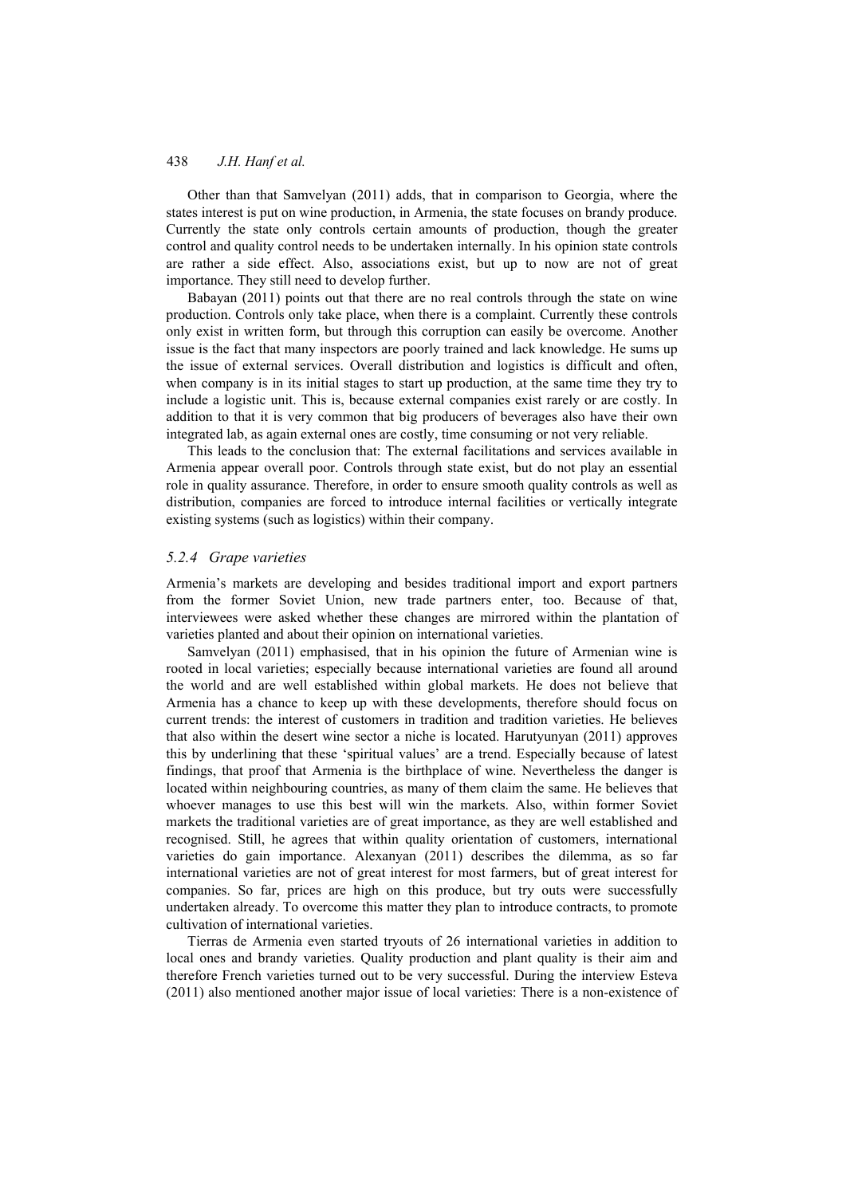Other than that Samvelyan (2011) adds, that in comparison to Georgia, where the states interest is put on wine production, in Armenia, the state focuses on brandy produce. Currently the state only controls certain amounts of production, though the greater control and quality control needs to be undertaken internally. In his opinion state controls are rather a side effect. Also, associations exist, but up to now are not of great importance. They still need to develop further.

Babayan (2011) points out that there are no real controls through the state on wine production. Controls only take place, when there is a complaint. Currently these controls only exist in written form, but through this corruption can easily be overcome. Another issue is the fact that many inspectors are poorly trained and lack knowledge. He sums up the issue of external services. Overall distribution and logistics is difficult and often, when company is in its initial stages to start up production, at the same time they try to include a logistic unit. This is, because external companies exist rarely or are costly. In addition to that it is very common that big producers of beverages also have their own integrated lab, as again external ones are costly, time consuming or not very reliable.

This leads to the conclusion that: The external facilitations and services available in Armenia appear overall poor. Controls through state exist, but do not play an essential role in quality assurance. Therefore, in order to ensure smooth quality controls as well as distribution, companies are forced to introduce internal facilities or vertically integrate existing systems (such as logistics) within their company.

### *5.2.4 Grape varieties*

Armenia's markets are developing and besides traditional import and export partners from the former Soviet Union, new trade partners enter, too. Because of that, interviewees were asked whether these changes are mirrored within the plantation of varieties planted and about their opinion on international varieties.

Samvelyan (2011) emphasised, that in his opinion the future of Armenian wine is rooted in local varieties; especially because international varieties are found all around the world and are well established within global markets. He does not believe that Armenia has a chance to keep up with these developments, therefore should focus on current trends: the interest of customers in tradition and tradition varieties. He believes that also within the desert wine sector a niche is located. Harutyunyan (2011) approves this by underlining that these 'spiritual values' are a trend. Especially because of latest findings, that proof that Armenia is the birthplace of wine. Nevertheless the danger is located within neighbouring countries, as many of them claim the same. He believes that whoever manages to use this best will win the markets. Also, within former Soviet markets the traditional varieties are of great importance, as they are well established and recognised. Still, he agrees that within quality orientation of customers, international varieties do gain importance. Alexanyan (2011) describes the dilemma, as so far international varieties are not of great interest for most farmers, but of great interest for companies. So far, prices are high on this produce, but try outs were successfully undertaken already. To overcome this matter they plan to introduce contracts, to promote cultivation of international varieties.

Tierras de Armenia even started tryouts of 26 international varieties in addition to local ones and brandy varieties. Quality production and plant quality is their aim and therefore French varieties turned out to be very successful. During the interview Esteva (2011) also mentioned another major issue of local varieties: There is a non-existence of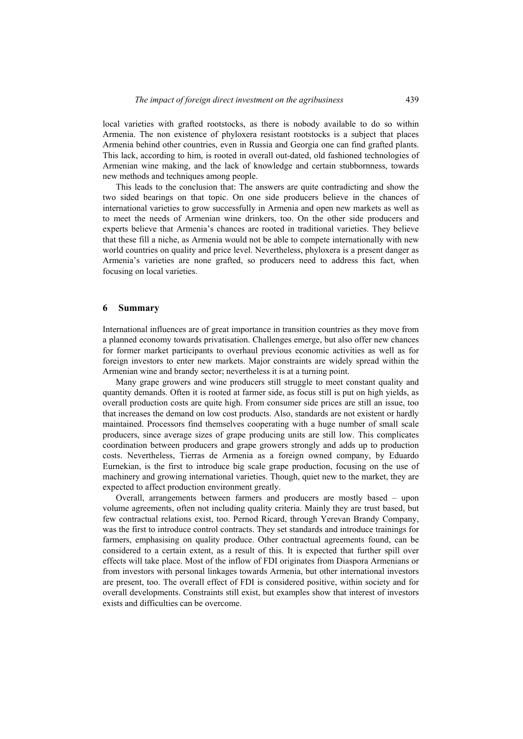local varieties with grafted rootstocks, as there is nobody available to do so within Armenia. The non existence of phyloxera resistant rootstocks is a subject that places Armenia behind other countries, even in Russia and Georgia one can find grafted plants. This lack, according to him, is rooted in overall out-dated, old fashioned technologies of Armenian wine making, and the lack of knowledge and certain stubbornness, towards new methods and techniques among people.

This leads to the conclusion that: The answers are quite contradicting and show the two sided bearings on that topic. On one side producers believe in the chances of international varieties to grow successfully in Armenia and open new markets as well as to meet the needs of Armenian wine drinkers, too. On the other side producers and experts believe that Armenia's chances are rooted in traditional varieties. They believe that these fill a niche, as Armenia would not be able to compete internationally with new world countries on quality and price level. Nevertheless, phyloxera is a present danger as Armenia's varieties are none grafted, so producers need to address this fact, when focusing on local varieties.

## 6 Summary

International influences are of great importance in transition countries as they move from a planned economy towards privatisation. Challenges emerge, but also offer new chances for former market participants to overhaul previous economic activities as well as for foreign investors to enter new markets. Major constraints are widely spread within the Armenian wine and brandy sector; nevertheless it is at a turning point.

Many grape growers and wine producers still struggle to meet constant quality and quantity demands. Often it is rooted at farmer side, as focus still is put on high yields, as overall production costs are quite high. From consumer side prices are still an issue, too that increases the demand on low cost products. Also, standards are not existent or hardly maintained. Processors find themselves cooperating with a huge number of small scale producers, since average sizes of grape producing units are still low. This complicates coordination between producers and grape growers strongly and adds up to production costs. Nevertheless, Tierras de Armenia as a foreign owned company, by Eduardo Eurnekian, is the first to introduce big scale grape production, focusing on the use of machinery and growing international varieties. Though, quiet new to the market, they are expected to affect production environment greatly.

Overall, arrangements between farmers and producers are mostly based – upon volume agreements, often not including quality criteria. Mainly they are trust based, but few contractual relations exist, too. Pernod Ricard, through Yerevan Brandy Company, was the first to introduce control contracts. They set standards and introduce trainings for farmers, emphasising on quality produce. Other contractual agreements found, can be considered to a certain extent, as a result of this. It is expected that further spill over effects will take place. Most of the inflow of FDI originates from Diaspora Armenians or from investors with personal linkages towards Armenia, but other international investors are present, too. The overall effect of FDI is considered positive, within society and for overall developments. Constraints still exist, but examples show that interest of investors exists and difficulties can be overcome.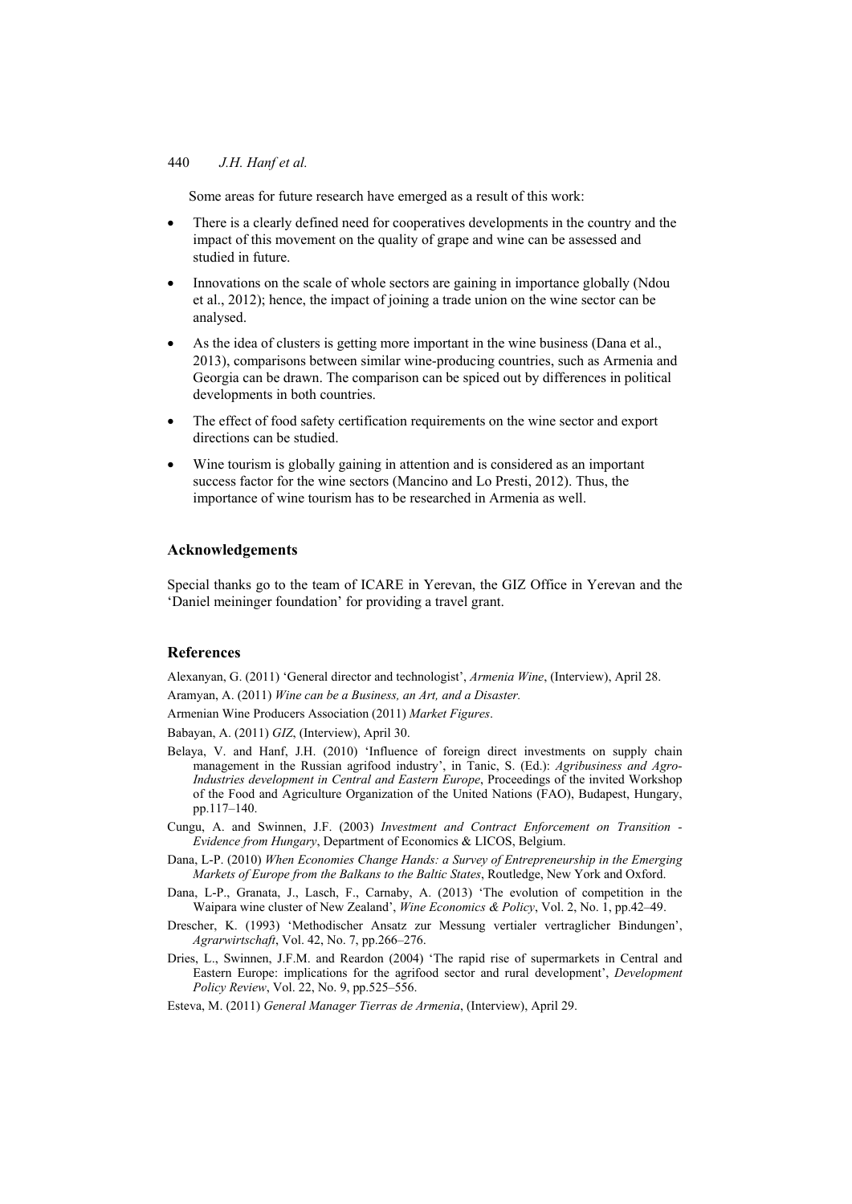Some areas for future research have emerged as a result of this work:

- There is a clearly defined need for cooperatives developments in the country and the impact of this movement on the quality of grape and wine can be assessed and studied in future.
- Innovations on the scale of whole sectors are gaining in importance globally (Ndou et al., 2012); hence, the impact of joining a trade union on the wine sector can be analysed.
- As the idea of clusters is getting more important in the wine business (Dana et al., 2013), comparisons between similar wine-producing countries, such as Armenia and Georgia can be drawn. The comparison can be spiced out by differences in political developments in both countries.
- The effect of food safety certification requirements on the wine sector and export directions can be studied.
- Wine tourism is globally gaining in attention and is considered as an important success factor for the wine sectors (Mancino and Lo Presti, 2012). Thus, the importance of wine tourism has to be researched in Armenia as well.

## Acknowledgements

Special thanks go to the team of ICARE in Yerevan, the GIZ Office in Yerevan and the 'Daniel meininger foundation' for providing a travel grant.

## References

Alexanyan, G. (2011) 'General director and technologist', *Armenia Wine*, (Interview), April 28.

Aramyan, A. (2011) *Wine can be a Business, an Art, and a Disaster.*

Armenian Wine Producers Association (2011) *Market Figures*.

Babayan, A. (2011) *GIZ*, (Interview), April 30.

Belaya, V. and Hanf, J.H. (2010) 'Influence of foreign direct investments on supply chain management in the Russian agrifood industry', in Tanic, S. (Ed.): *Agribusiness and Agro-Industries development in Central and Eastern Europe*, Proceedings of the invited Workshop of the Food and Agriculture Organization of the United Nations (FAO), Budapest, Hungary, pp.117–140.

Cungu, A. and Swinnen, J.F. (2003) *Investment and Contract Enforcement on Transition - Evidence from Hungary*, Department of Economics & LICOS, Belgium.

Dana, L-P. (2010) *When Economies Change Hands: a Survey of Entrepreneurship in the Emerging Markets of Europe from the Balkans to the Baltic States*, Routledge, New York and Oxford.

Dana, L-P., Granata, J., Lasch, F., Carnaby, A. (2013) 'The evolution of competition in the Waipara wine cluster of New Zealand', *Wine Economics & Policy*, Vol. 2, No. 1, pp.42–49.

Drescher, K. (1993) 'Methodischer Ansatz zur Messung vertialer vertraglicher Bindungen', *Agrarwirtschaft*, Vol. 42, No. 7, pp.266–276.

Dries, L., Swinnen, J.F.M. and Reardon (2004) 'The rapid rise of supermarkets in Central and Eastern Europe: implications for the agrifood sector and rural development', *Development Policy Review*, Vol. 22, No. 9, pp.525–556.

Esteva, M. (2011) *General Manager Tierras de Armenia*, (Interview), April 29.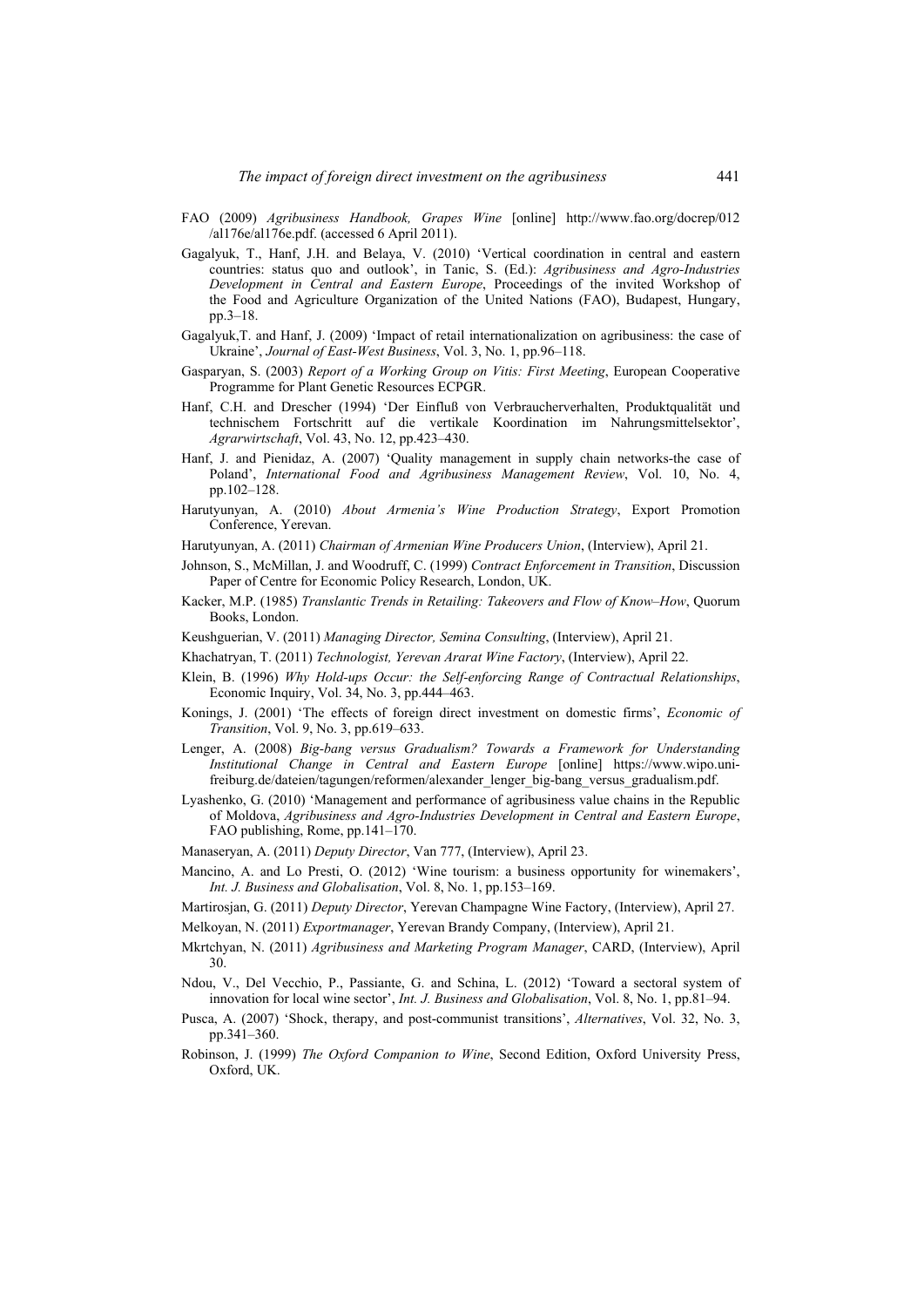FAO (2009) *Agribusiness Handbook, Grapes Wine* [online] http://www.fao.org/docrep/012/al176e/al176e.pdf. (accessed 6 April 2011).

Gagalyuk, T., Hanf, J.H. and Belaya, V. (2010) 'Vertical coordination in central and eastern countries: status quo and outlook', in Tanic, S. (Ed.): *Agribusiness and Agro-Industries Development in Central and Eastern Europe*, Proceedings of the invited Workshop of the Food and Agriculture Organization of the United Nations (FAO), Budapest, Hungary, pp.3–18.

Gagalyuk,T. and Hanf, J. (2009) 'Impact of retail internationalization on agribusiness: the case of Ukraine', *Journal of East-West Business*, Vol. 3, No. 1, pp.96–118.

Gasparyan, S. (2003) *Report of a Working Group on Vitis: First Meeting*, European Cooperative Programme for Plant Genetic Resources ECPGR.

Hanf, C.H. and Drescher (1994) 'Der Einfluß von Verbraucherverhalten, Produktqualität und technischem Fortschritt auf die vertikale Koordination im Nahrungsmittelsektor', *Agrarwirtschaft*, Vol. 43, No. 12, pp.423–430.

Hanf, J. and Pienidaz, A. (2007) 'Quality management in supply chain networks-the case of Poland', *International Food and Agribusiness Management Review*, Vol. 10, No. 4, pp.102–128.

Harutyunyan, A. (2010) *About Armenia's Wine Production Strategy*, Export Promotion Conference, Yerevan.

Harutyunyan, A. (2011) *Chairman of Armenian Wine Producers Union*, (Interview), April 21.

Johnson, S., McMillan, J. and Woodruff, C. (1999) *Contract Enforcement in Transition*, Discussion Paper of Centre for Economic Policy Research, London, UK.

Kacker, M.P. (1985) *Translantic Trends in Retailing: Takeovers and Flow of Know–How*, Quorum Books, London.

Keushguerian, V. (2011) *Managing Director, Semina Consulting*, (Interview), April 21.

Khachatryan, T. (2011) *Technologist, Yerevan Ararat Wine Factory*, (Interview), April 22.

Klein, B. (1996) *Why Hold-ups Occur: the Self-enforcing Range of Contractual Relationships*, Economic Inquiry, Vol. 34, No. 3, pp.444–463.

Konings, J. (2001) 'The effects of foreign direct investment on domestic firms', *Economic of Transition*, Vol. 9, No. 3, pp.619–633.

Lenger, A. (2008) *Big-bang versus Gradualism? Towards a Framework for Understanding Institutional Change in Central and Eastern Europe* [online] https://www.wipo.uni-freiburg.de/dateien/tagungen/reformen/alexander_lenger_big-bang_versus_gradualism.pdf.

Lyashenko, G. (2010) 'Management and performance of agribusiness value chains in the Republic of Moldova, *Agribusiness and Agro-Industries Development in Central and Eastern Europe*, FAO publishing, Rome, pp.141–170.

Manaseryan, A. (2011) *Deputy Director*, Van 777, (Interview), April 23.

Mancino, A. and Lo Presti, O. (2012) 'Wine tourism: a business opportunity for winemakers', *Int. J. Business and Globalisation*, Vol. 8, No. 1, pp.153–169.

Martirosjan, G. (2011) *Deputy Director*, Yerevan Champagne Wine Factory, (Interview), April 27.

Melkoyan, N. (2011) *Exportmanager*, Yerevan Brandy Company, (Interview), April 21.

Mkrtchyan, N. (2011) *Agribusiness and Marketing Program Manager*, CARD, (Interview), April 30.

Ndou, V., Del Vecchio, P., Passiante, G. and Schina, L. (2012) 'Toward a sectoral system of innovation for local wine sector', *Int. J. Business and Globalisation*, Vol. 8, No. 1, pp.81–94.

Pusca, A. (2007) 'Shock, therapy, and post-communist transitions', *Alternatives*, Vol. 32, No. 3, pp.341–360.

Robinson, J. (1999) *The Oxford Companion to Wine*, Second Edition, Oxford University Press, Oxford, UK.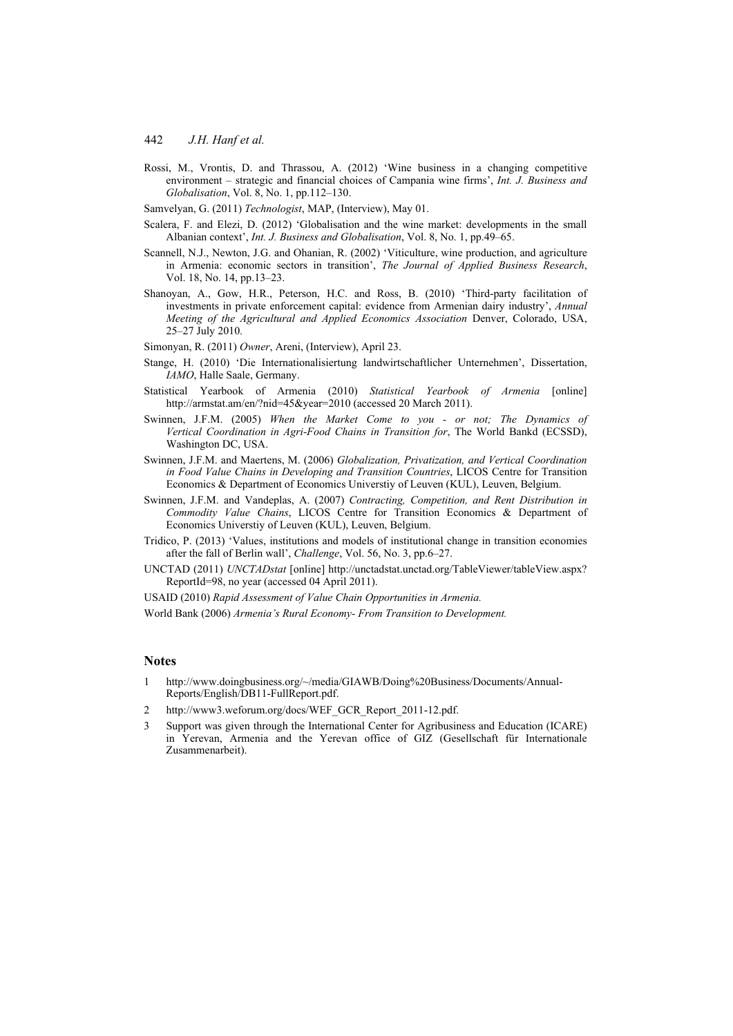Rossi, M., Vrontis, D. and Thrassou, A. (2012) 'Wine business in a changing competitive environment – strategic and financial choices of Campania wine firms', *Int. J. Business and Globalisation*, Vol. 8, No. 1, pp.112–130.

Samvelyan, G. (2011) *Technologist*, MAP, (Interview), May 01.

Scalera, F. and Elezi, D. (2012) 'Globalisation and the wine market: developments in the small Albanian context', *Int. J. Business and Globalisation*, Vol. 8, No. 1, pp.49–65.

Scannell, N.J., Newton, J.G. and Ohanian, R. (2002) 'Viticulture, wine production, and agriculture in Armenia: economic sectors in transition', *The Journal of Applied Business Research*, Vol. 18, No. 14, pp.13–23.

Shanoyan, A., Gow, H.R., Peterson, H.C. and Ross, B. (2010) 'Third-party facilitation of investments in private enforcement capital: evidence from Armenian dairy industry', *Annual Meeting of the Agricultural and Applied Economics Association* Denver, Colorado, USA, 25–27 July 2010.

Simonyan, R. (2011) *Owner*, Areni, (Interview), April 23.

Stange, H. (2010) 'Die Internationalisiertung landwirtschaftlicher Unternehmen', Dissertation, *IAMO*, Halle Saale, Germany.

Statistical Yearbook of Armenia (2010) *Statistical Yearbook of Armenia* [online] http://armstat.am/en/?nid=45&year=2010 (accessed 20 March 2011).

Swinnen, J.F.M. (2005) *When the Market Come to you - or not; The Dynamics of Vertical Coordination in Agri-Food Chains in Transition for*, The World Bankd (ECSSD), Washington DC, USA.

Swinnen, J.F.M. and Maertens, M. (2006) *Globalization, Privatization, and Vertical Coordination in Food Value Chains in Developing and Transition Countries*, LICOS Centre for Transition Economics & Department of Economics Universtiy of Leuven (KUL), Leuven, Belgium.

Swinnen, J.F.M. and Vandeplas, A. (2007) *Contracting, Competition, and Rent Distribution in Commodity Value Chains*, LICOS Centre for Transition Economics & Department of Economics Universtiy of Leuven (KUL), Leuven, Belgium.

Tridico, P. (2013) 'Values, institutions and models of institutional change in transition economies after the fall of Berlin wall', *Challenge*, Vol. 56, No. 3, pp.6–27.

UNCTAD (2011) *UNCTADstat* [online] http://unctadstat.unctad.org/TableViewer/tableView.aspx?ReportId=98, no year (accessed 04 April 2011).

USAID (2010) *Rapid Assessment of Value Chain Opportunities in Armenia.*

World Bank (2006) *Armenia's Rural Economy- From Transition to Development.*

## Notes

1. http://www.doingbusiness.org/~/media/GIAWB/Doing%20Business/Documents/Annual-Reports/English/DB11-FullReport.pdf.
2. http://www3.weforum.org/docs/WEF_GCR_Report_2011-12.pdf.
3. Support was given through the International Center for Agribusiness and Education (ICARE) in Yerevan, Armenia and the Yerevan office of GIZ (Gesellschaft für Internationale Zusammenarbeit).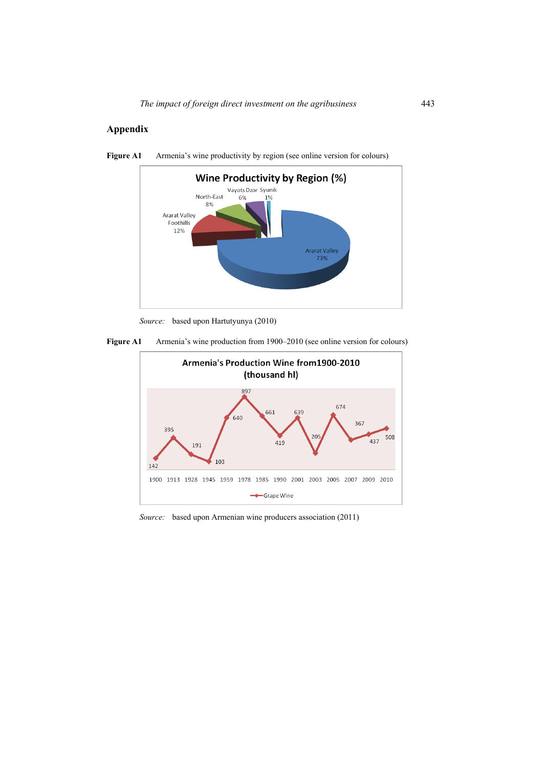## Appendix

**Figure A1** Armenia's wine productivity by region (see online version for colours)

Source: based upon Hartutyunya (2010)

**Figure A1** Armenia's wine production from 1900–2010 (see online version for colours)

Source: based upon Armenian wine producers association (2011)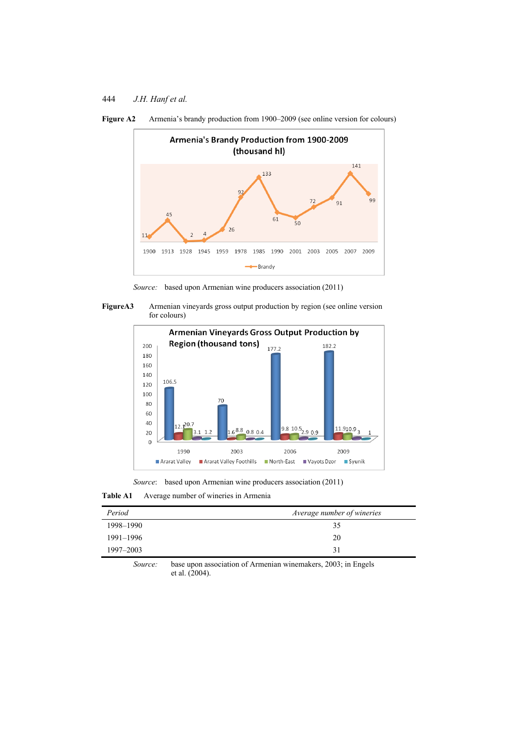**Figure A2** Armenia's brandy production from 1900–2009 (see online version for colours)

*Source:* based upon Armenian wine producers association (2011)

**FigureA3** Armenian vineyards gross output production by region (see online version for colours)

*Source*: based upon Armenian wine producers association (2011)

**Table A1** Average number of wineries in Armenia

| *Period* | *Average number of wineries* |
|---|---|
| 1998–1990 | 35 |
| 1991–1996 | 20 |
| 1997–2003 | 31 |

*Source:* base upon association of Armenian winemakers, 2003; in Engels et al. (2004).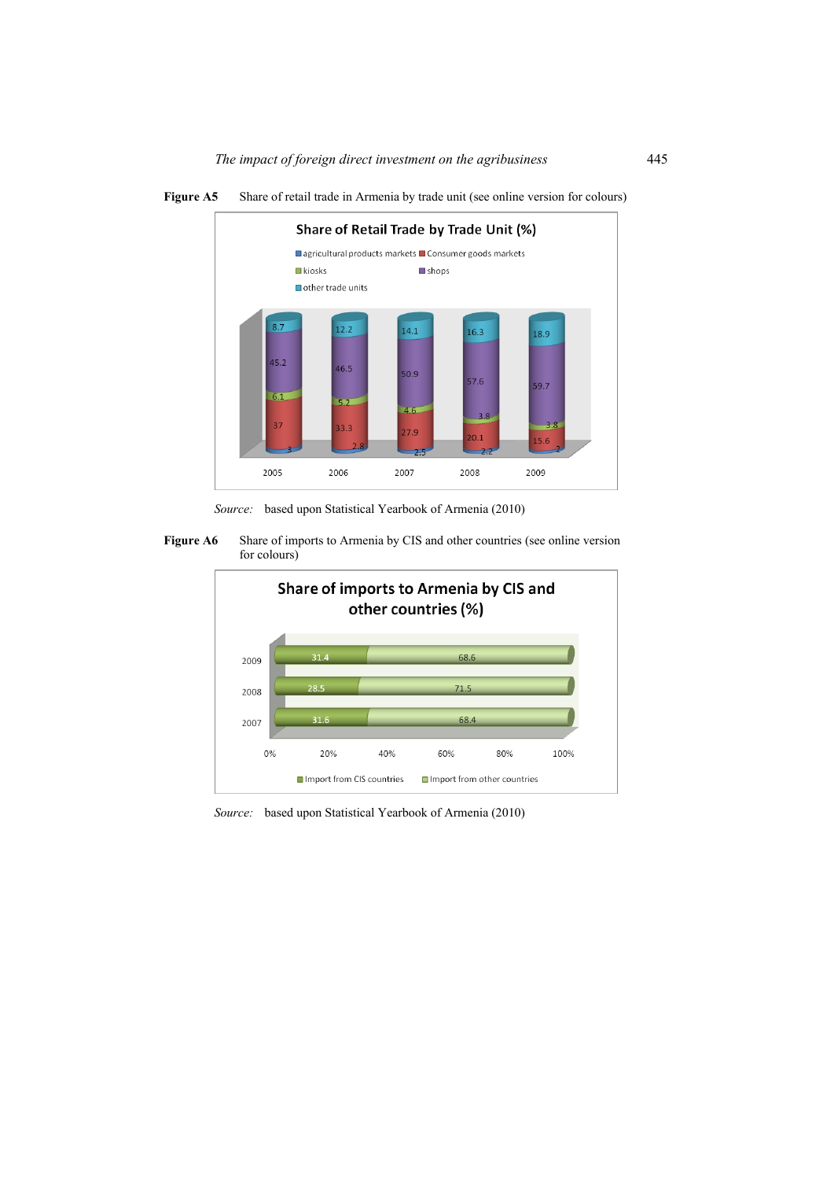**Figure A5** Share of retail trade in Armenia by trade unit (see online version for colours)

*Source:* based upon Statistical Yearbook of Armenia (2010)

**Figure A6** Share of imports to Armenia by CIS and other countries (see online version for colours)

*Source:* based upon Statistical Yearbook of Armenia (2010)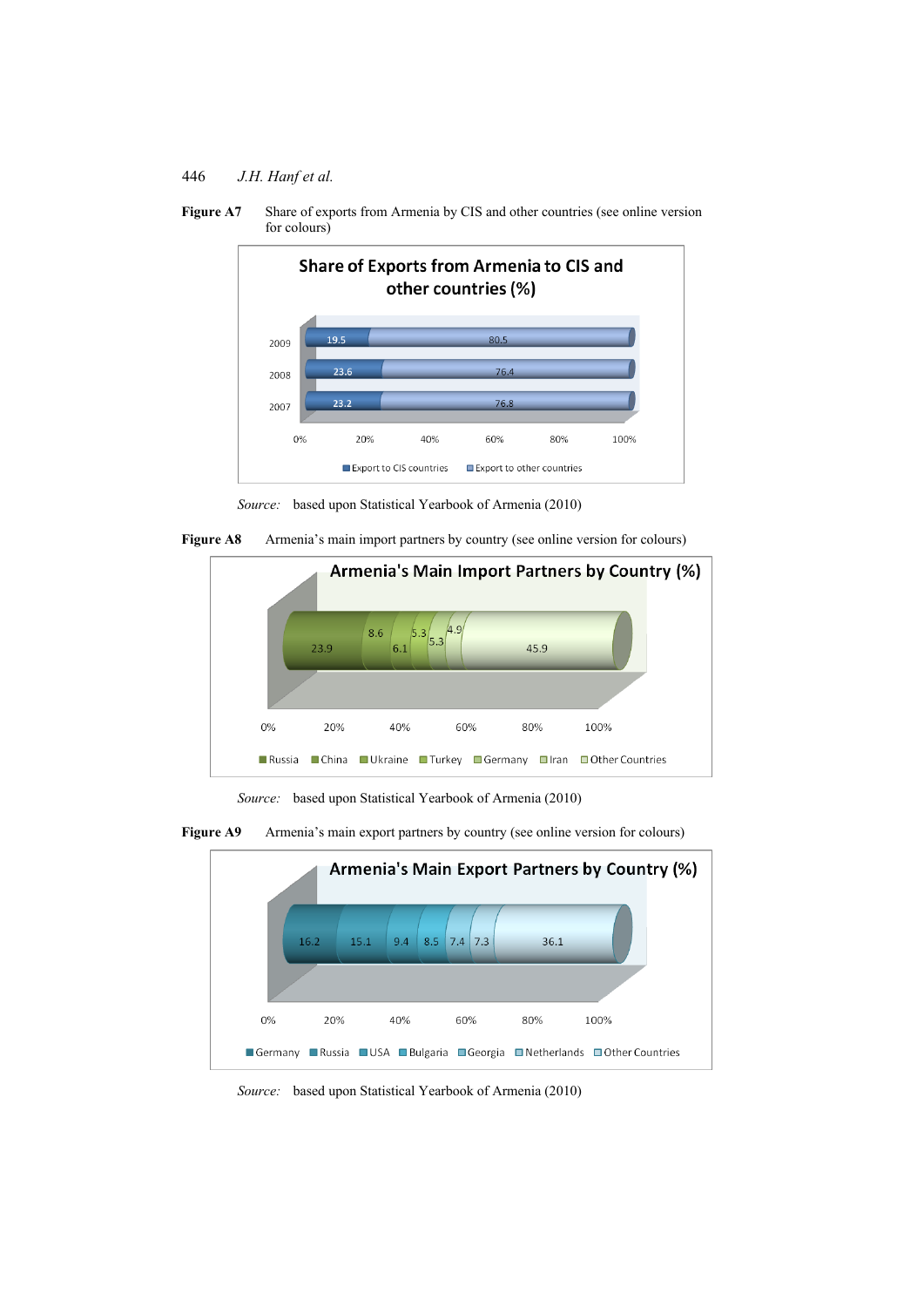**Figure A7** Share of exports from Armenia by CIS and other countries (see online version for colours)

Share of Exports from Armenia to CIS and other countries (%)

| Year | Export to CIS countries | Export to other countries |
|---|---|---|
| 2009 | 19.5 | 80.5 |
| 2008 | 23.6 | 76.4 |
| 2007 | 23.2 | 76.8 |

*Source:* based upon Statistical Yearbook of Armenia (2010)

**Figure A8** Armenia's main import partners by country (see online version for colours)

Armenia's Main Import Partners by Country (%)

| Russia | China | Ukraine | Turkey | Germany | Iran | Other Countries |
|---|---|---|---|---|---|---|
| 23.9 | 8.6 | 6.1 | 5.3 | 5.3 | 4.9 | 45.9 |

*Source:* based upon Statistical Yearbook of Armenia (2010)

**Figure A9** Armenia's main export partners by country (see online version for colours)

Armenia's Main Export Partners by Country (%)

| Germany | Russia | USA | Bulgaria | Georgia | Netherlands | Other Countries |
|---|---|---|---|---|---|---|
| 16.2 | 15.1 | 9.4 | 8.5 | 7.4 | 7.3 | 36.1 |

*Source:* based upon Statistical Yearbook of Armenia (2010)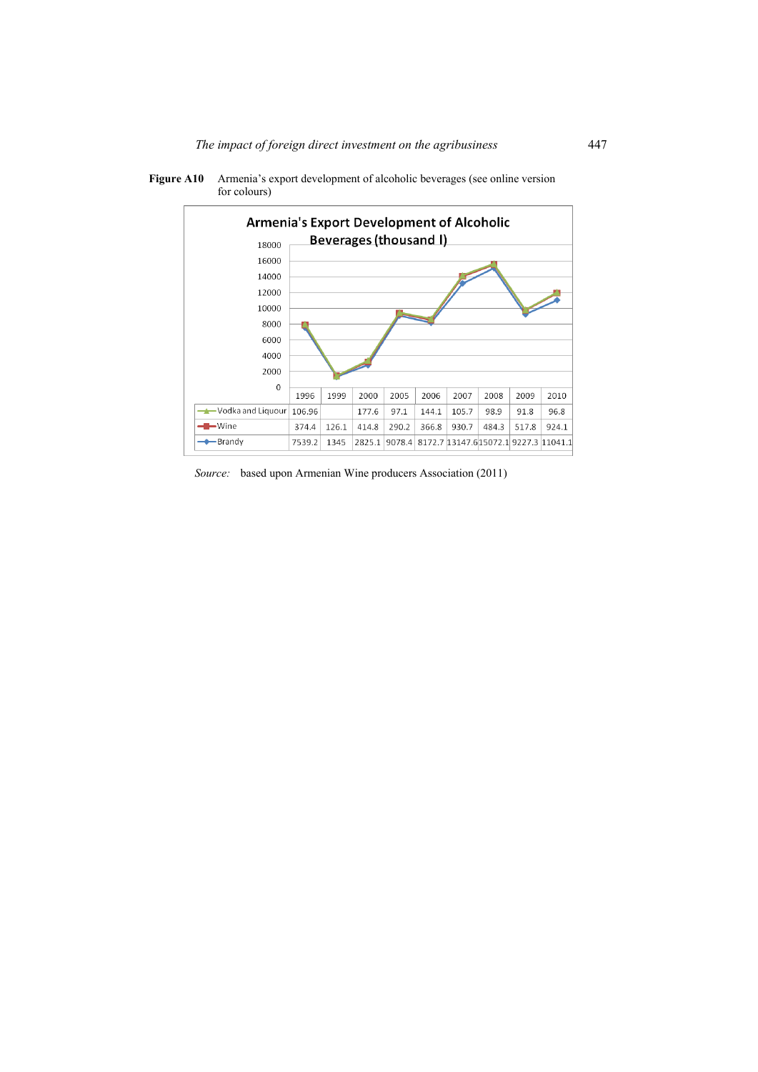**Figure A10** Armenia's export development of alcoholic beverages (see online version for colours)

Armenia's Export Development of Alcoholic Beverages (thousand l)

18000
16000
14000
12000
10000
8000
6000
4000
2000
0

1996 1999 2000 2005 2006 2007 2008 2009 2010

Vodka and Liquour 106.96 177.6 97.1 144.1 105.7 98.9 91.8 96.8

Wine 374.4 126.1 414.8 290.2 366.8 930.7 484.3 517.8 924.1

Brandy 7539.2 1345 2825.1 9078.4 8172.7 13147.6 15072.1 9227.3 11041.1

*Source:* based upon Armenian Wine producers Association (2011)